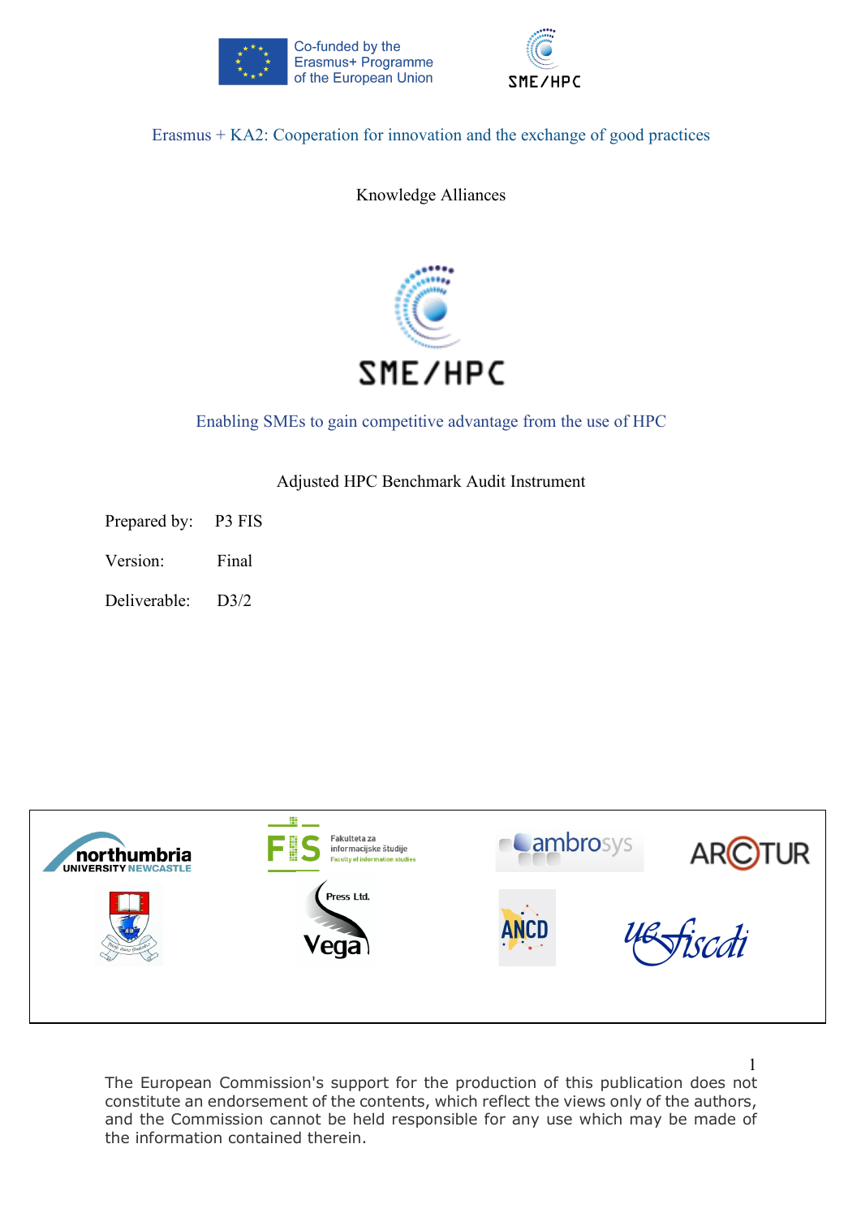Co-funded by the Erasmus+ Programme of the European Union

SME/HPC

Erasmus + KA2: Cooperation for innovation and the exchange of good practices

Knowledge Alliances

# SME/HPC

Enabling SMEs to gain competitive advantage from the use of HPC

## Adjusted HPC Benchmark Audit Instrument

Prepared by: P3 FIS

Version: Final

Deliverable: D3/2

The European Commission's support for the production of this publication does not constitute an endorsement of the contents, which reflect the views only of the authors, and the Commission cannot be held responsible for any use which may be made of the information contained therein.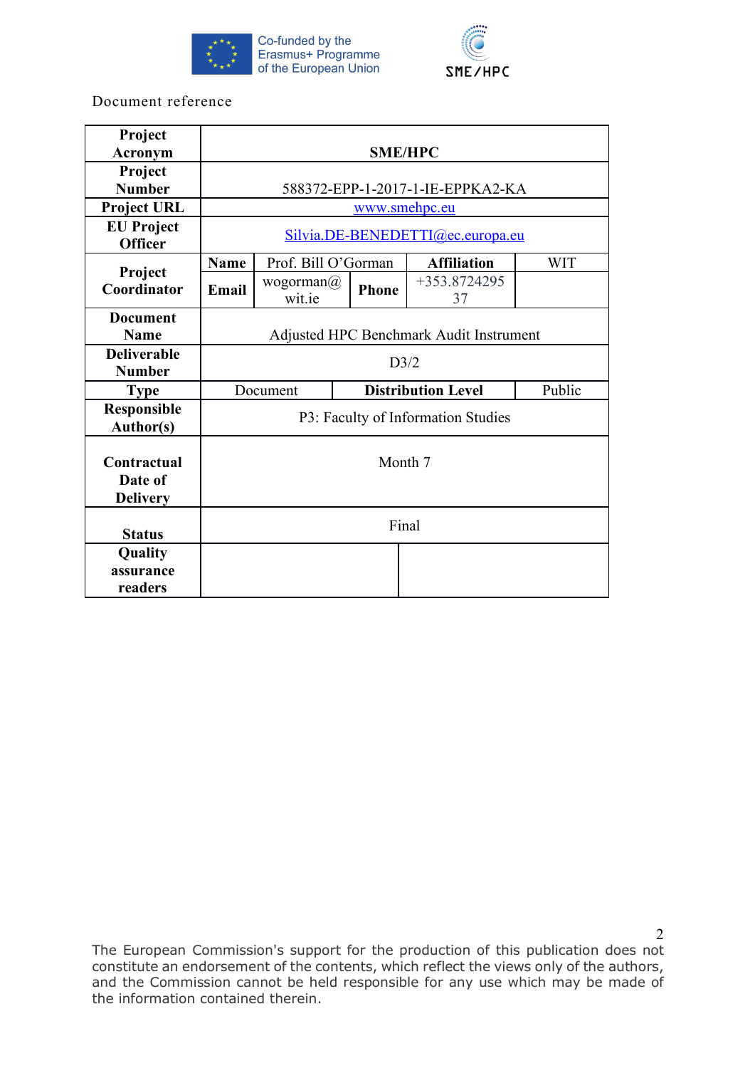Co-funded by the Erasmus+ Programme of the European Union

SME/HPC

Document reference

| **Project Acronym** | **SME/HPC** | | | |
|---|---|---|---|---|
| **Project Number** | 588372-EPP-1-2017-1-IE-EPPKA2-KA | | | |
| **Project URL** | www.smehpc.eu | | | |
| **EU Project Officer** | Silvia.DE-BENEDETTI@ec.europa.eu | | | |
| **Project Coordinator** | **Name** Prof. Bill O'Gorman | | **Affiliation** | WIT |
| | **Email** wogorman@wit.ie | | **Phone** | +353.872429537 |
| **Document Name** | Adjusted HPC Benchmark Audit Instrument | | | |
| **Deliverable Number** | D3/2 | | | |
| **Type** | Document | **Distribution Level** | Public | |
| **Responsible Author(s)** | P3: Faculty of Information Studies | | | |
| **Contractual Date of Delivery** | Month 7 | | | |
| **Status** | Final | | | |
| **Quality assurance readers** | | | | |

The European Commission's support for the production of this publication does not constitute an endorsement of the contents, which reflect the views only of the authors, and the Commission cannot be held responsible for any use which may be made of the information contained therein.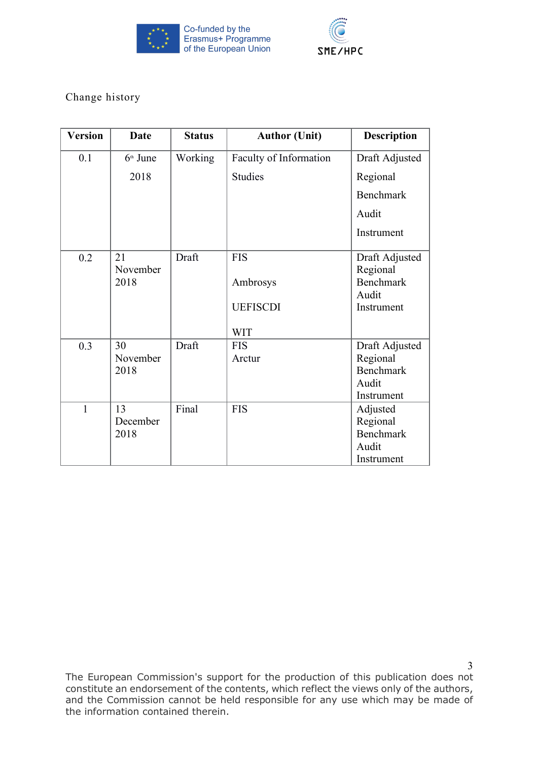Change history

| Version | Date | Status | Author (Unit) | Description |
|---|---|---|---|---|
| 0.1 | 6th June 2018 | Working | Faculty of Information Studies | Draft Adjusted Regional Benchmark Audit Instrument |
| 0.2 | 21 November 2018 | Draft | FIS Ambrosys UEFISCDI WIT | Draft Adjusted Regional Benchmark Audit Instrument |
| 0.3 | 30 November 2018 | Draft | FIS Arctur | Draft Adjusted Regional Benchmark Audit Instrument |
| 1 | 13 December 2018 | Final | FIS | Adjusted Regional Benchmark Audit Instrument |

The European Commission's support for the production of this publication does not constitute an endorsement of the contents, which reflect the views only of the authors, and the Commission cannot be held responsible for any use which may be made of the information contained therein.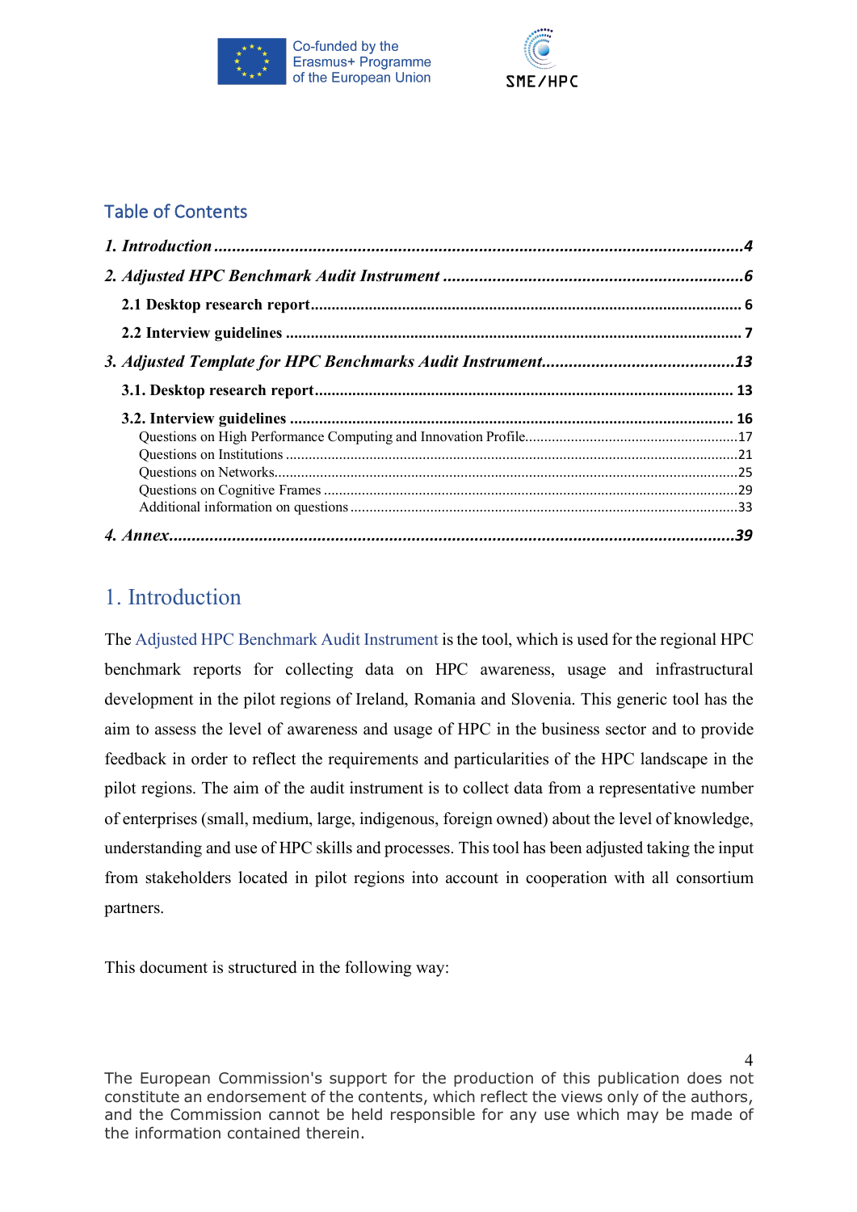## Table of Contents

*1. Introduction* ........................................ *4*

*2. Adjusted HPC Benchmark Audit Instrument* ........................................ *6*

- **2.1 Desktop research report** ........................................ 6
- **2.2 Interview guidelines** ........................................ 7

*3. Adjusted Template for HPC Benchmarks Audit Instrument* ........................................ *13*

- **3.1. Desktop research report** ........................................ 13
- **3.2. Interview guidelines** ........................................ 16
  - Questions on High Performance Computing and Innovation Profile ........................................ 17
  - Questions on Institutions ........................................ 21
  - Questions on Networks ........................................ 25
  - Questions on Cognitive Frames ........................................ 29
  - Additional information on questions ........................................ 33

*4. Annex* ........................................ *39*

# 1. Introduction

The Adjusted HPC Benchmark Audit Instrument is the tool, which is used for the regional HPC benchmark reports for collecting data on HPC awareness, usage and infrastructural development in the pilot regions of Ireland, Romania and Slovenia. This generic tool has the aim to assess the level of awareness and usage of HPC in the business sector and to provide feedback in order to reflect the requirements and particularities of the HPC landscape in the pilot regions. The aim of the audit instrument is to collect data from a representative number of enterprises (small, medium, large, indigenous, foreign owned) about the level of knowledge, understanding and use of HPC skills and processes. This tool has been adjusted taking the input from stakeholders located in pilot regions into account in cooperation with all consortium partners.

This document is structured in the following way: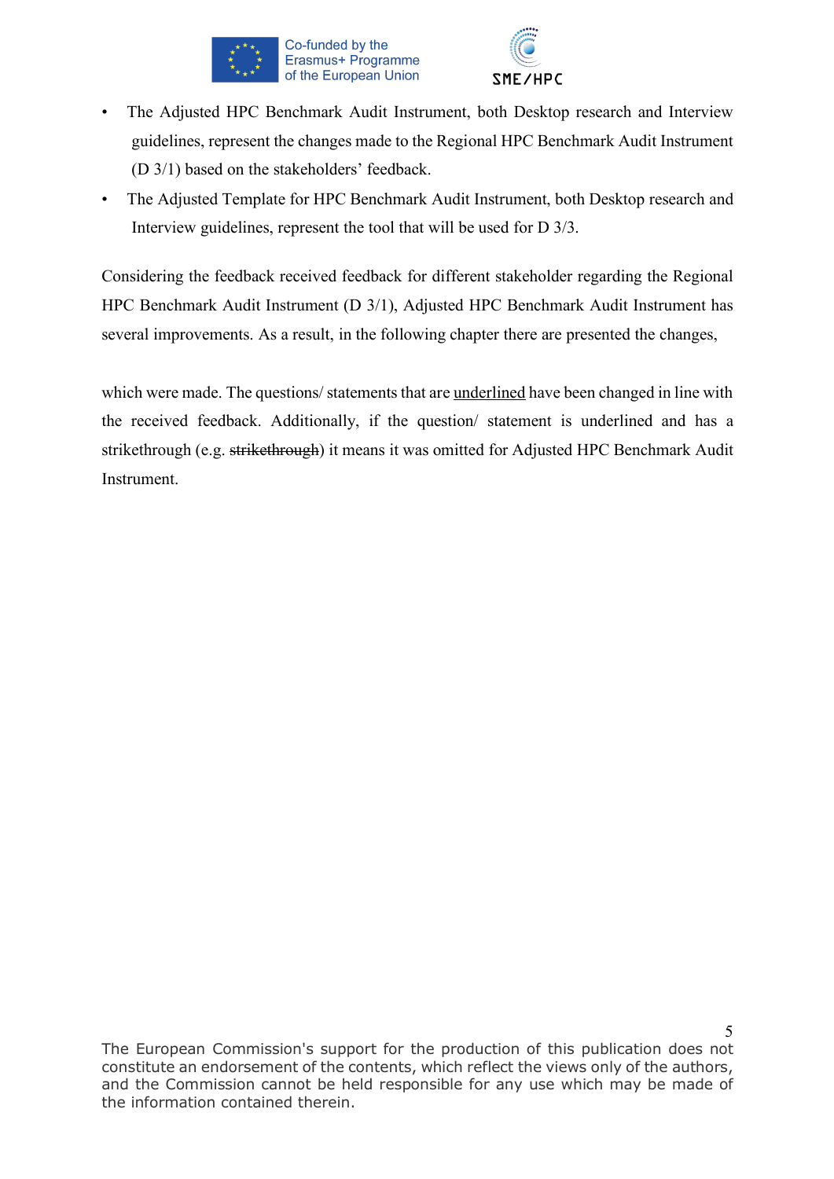- The Adjusted HPC Benchmark Audit Instrument, both Desktop research and Interview guidelines, represent the changes made to the Regional HPC Benchmark Audit Instrument (D 3/1) based on the stakeholders' feedback.
- The Adjusted Template for HPC Benchmark Audit Instrument, both Desktop research and Interview guidelines, represent the tool that will be used for D 3/3.

Considering the feedback received feedback for different stakeholder regarding the Regional HPC Benchmark Audit Instrument (D 3/1), Adjusted HPC Benchmark Audit Instrument has several improvements. As a result, in the following chapter there are presented the changes,

which were made. The questions/ statements that are <u>underlined</u> have been changed in line with the received feedback. Additionally, if the question/ statement is underlined and has a strikethrough (e.g. ~~strikethrough~~) it means it was omitted for Adjusted HPC Benchmark Audit Instrument.

The European Commission's support for the production of this publication does not constitute an endorsement of the contents, which reflect the views only of the authors, and the Commission cannot be held responsible for any use which may be made of the information contained therein.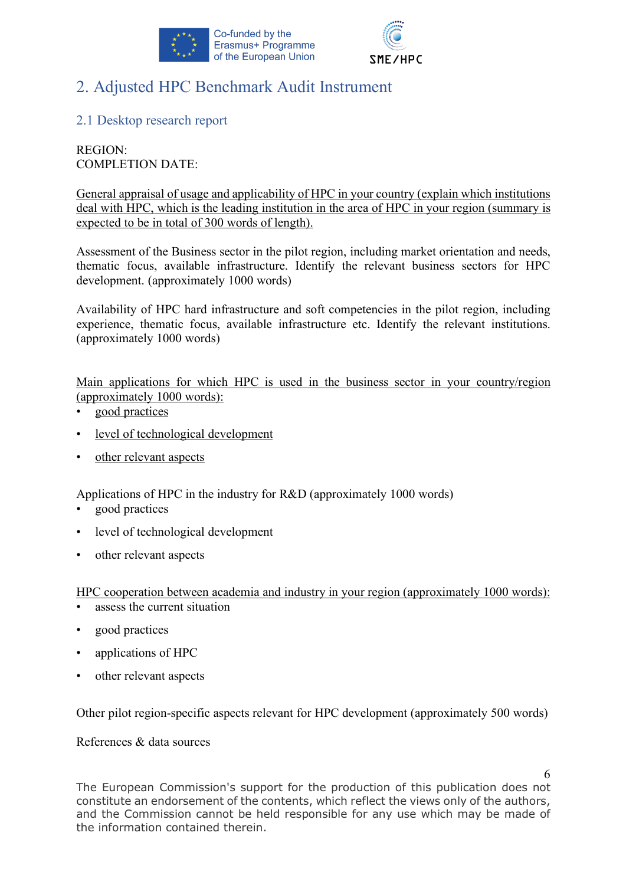## 2. Adjusted HPC Benchmark Audit Instrument

### 2.1 Desktop research report

REGION:
COMPLETION DATE:

General appraisal of usage and applicability of HPC in your country (explain which institutions deal with HPC, which is the leading institution in the area of HPC in your region (summary is expected to be in total of 300 words of length).

Assessment of the Business sector in the pilot region, including market orientation and needs, thematic focus, available infrastructure. Identify the relevant business sectors for HPC development. (approximately 1000 words)

Availability of HPC hard infrastructure and soft competencies in the pilot region, including experience, thematic focus, available infrastructure etc. Identify the relevant institutions. (approximately 1000 words)

Main applications for which HPC is used in the business sector in your country/region (approximately 1000 words):

- good practices
- level of technological development
- other relevant aspects

Applications of HPC in the industry for R&D (approximately 1000 words)

- good practices
- level of technological development
- other relevant aspects

HPC cooperation between academia and industry in your region (approximately 1000 words):

- assess the current situation
- good practices
- applications of HPC
- other relevant aspects

Other pilot region-specific aspects relevant for HPC development (approximately 500 words)

References & data sources

The European Commission's support for the production of this publication does not constitute an endorsement of the contents, which reflect the views only of the authors, and the Commission cannot be held responsible for any use which may be made of the information contained therein.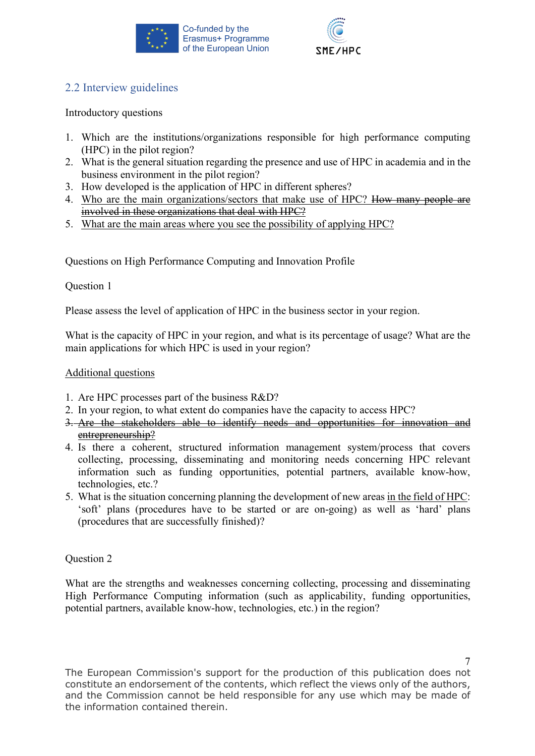## 2.2 Interview guidelines

Introductory questions

1. Which are the institutions/organizations responsible for high performance computing (HPC) in the pilot region?
2. What is the general situation regarding the presence and use of HPC in academia and in the business environment in the pilot region?
3. How developed is the application of HPC in different spheres?
4. <u>Who are the main organizations/sectors that make use of HPC?</u> ~~How many people are involved in these organizations that deal with HPC?~~
5. <u>What are the main areas where you see the possibility of applying HPC?</u>

Questions on High Performance Computing and Innovation Profile

Question 1

Please assess the level of application of HPC in the business sector in your region.

What is the capacity of HPC in your region, and what is its percentage of usage? What are the main applications for which HPC is used in your region?

<u>Additional questions</u>

1. Are HPC processes part of the business R&D?
2. In your region, to what extent do companies have the capacity to access HPC?
3. ~~Are the stakeholders able to identify needs and opportunities for innovation and entrepreneurship?~~
4. Is there a coherent, structured information management system/process that covers collecting, processing, disseminating and monitoring needs concerning HPC relevant information such as funding opportunities, potential partners, available know-how, technologies, etc.?
5. What is the situation concerning planning the development of new areas <u>in the field of HPC</u>: 'soft' plans (procedures have to be started or are on-going) as well as 'hard' plans (procedures that are successfully finished)?

Question 2

What are the strengths and weaknesses concerning collecting, processing and disseminating High Performance Computing information (such as applicability, funding opportunities, potential partners, available know-how, technologies, etc.) in the region?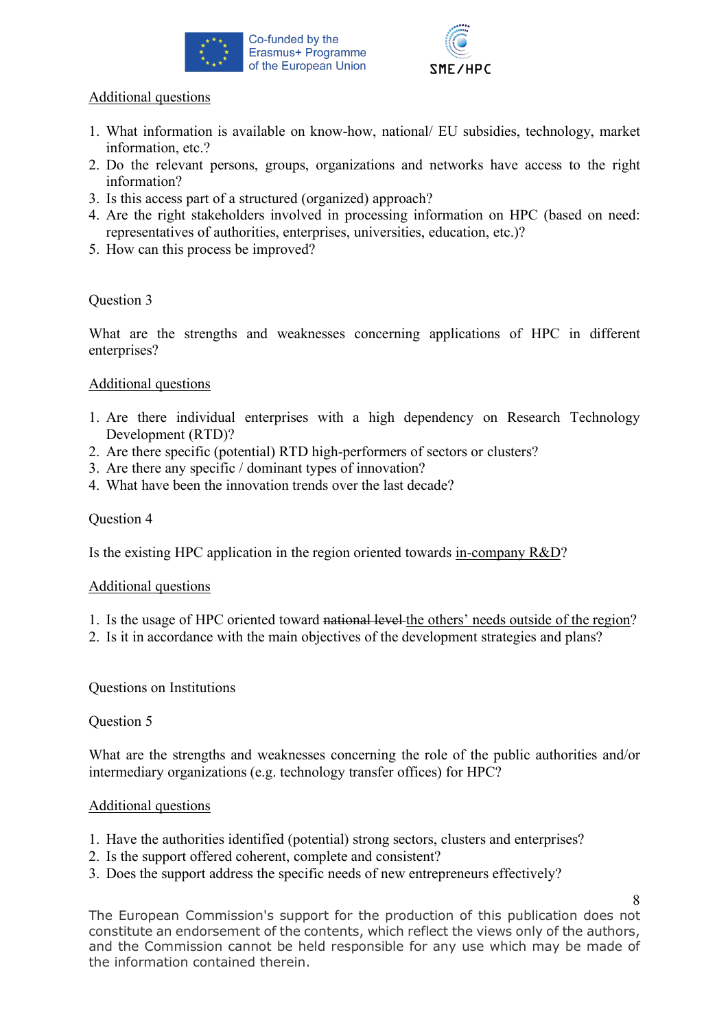Additional questions

1. What information is available on know-how, national/ EU subsidies, technology, market information, etc.?
2. Do the relevant persons, groups, organizations and networks have access to the right information?
3. Is this access part of a structured (organized) approach?
4. Are the right stakeholders involved in processing information on HPC (based on need: representatives of authorities, enterprises, universities, education, etc.)?
5. How can this process be improved?

Question 3

What are the strengths and weaknesses concerning applications of HPC in different enterprises?

Additional questions

1. Are there individual enterprises with a high dependency on Research Technology Development (RTD)?
2. Are there specific (potential) RTD high-performers of sectors or clusters?
3. Are there any specific / dominant types of innovation?
4. What have been the innovation trends over the last decade?

Question 4

Is the existing HPC application in the region oriented towards in-company R&D?

Additional questions

1. Is the usage of HPC oriented toward ~~national level~~ the others' needs outside of the region?
2. Is it in accordance with the main objectives of the development strategies and plans?

Questions on Institutions

Question 5

What are the strengths and weaknesses concerning the role of the public authorities and/or intermediary organizations (e.g. technology transfer offices) for HPC?

Additional questions

1. Have the authorities identified (potential) strong sectors, clusters and enterprises?
2. Is the support offered coherent, complete and consistent?
3. Does the support address the specific needs of new entrepreneurs effectively?

The European Commission's support for the production of this publication does not constitute an endorsement of the contents, which reflect the views only of the authors, and the Commission cannot be held responsible for any use which may be made of the information contained therein.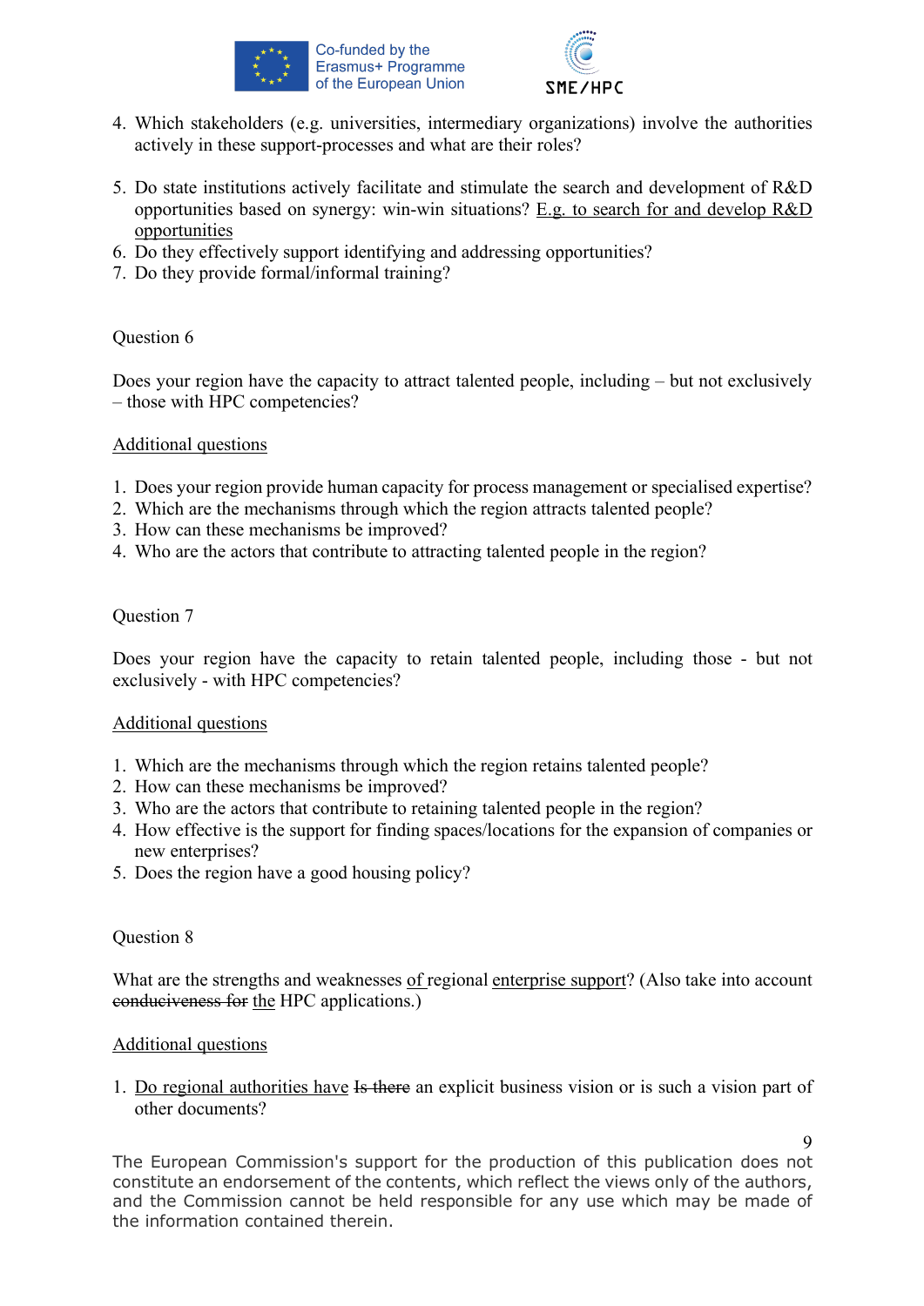4. Which stakeholders (e.g. universities, intermediary organizations) involve the authorities actively in these support-processes and what are their roles?

5. Do state institutions actively facilitate and stimulate the search and development of R&D opportunities based on synergy: win-win situations? E.g. to search for and develop R&D opportunities
6. Do they effectively support identifying and addressing opportunities?
7. Do they provide formal/informal training?

Question 6

Does your region have the capacity to attract talented people, including – but not exclusively – those with HPC competencies?

Additional questions

1. Does your region provide human capacity for process management or specialised expertise?
2. Which are the mechanisms through which the region attracts talented people?
3. How can these mechanisms be improved?
4. Who are the actors that contribute to attracting talented people in the region?

Question 7

Does your region have the capacity to retain talented people, including those - but not exclusively - with HPC competencies?

Additional questions

1. Which are the mechanisms through which the region retains talented people?
2. How can these mechanisms be improved?
3. Who are the actors that contribute to retaining talented people in the region?
4. How effective is the support for finding spaces/locations for the expansion of companies or new enterprises?
5. Does the region have a good housing policy?

Question 8

What are the strengths and weaknesses of regional enterprise support? (Also take into account ~~conduciveness for~~ the HPC applications.)

Additional questions

1. Do regional authorities have ~~Is there~~ an explicit business vision or is such a vision part of other documents?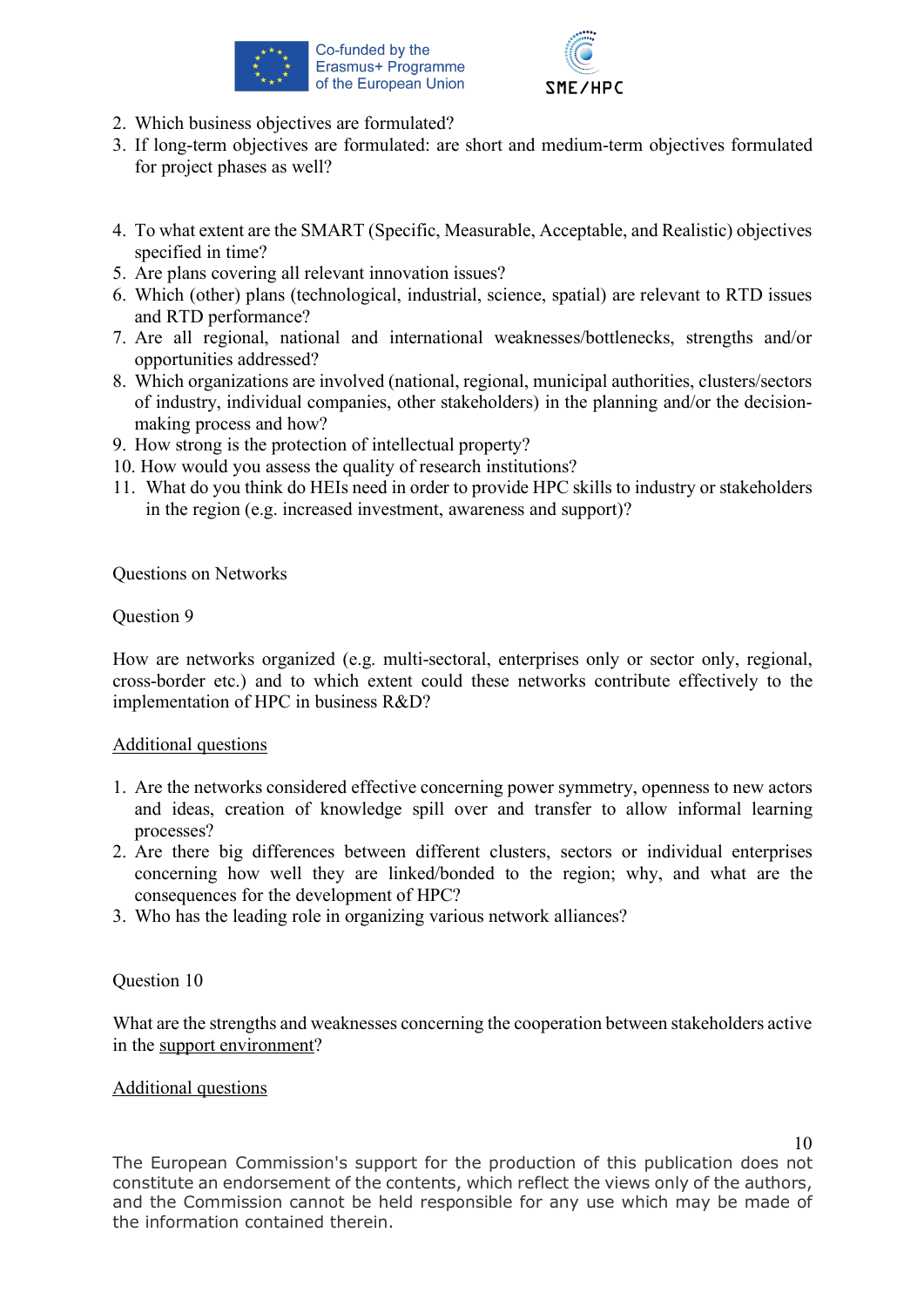2. Which business objectives are formulated?
3. If long-term objectives are formulated: are short and medium-term objectives formulated for project phases as well?

4. To what extent are the SMART (Specific, Measurable, Acceptable, and Realistic) objectives specified in time?
5. Are plans covering all relevant innovation issues?
6. Which (other) plans (technological, industrial, science, spatial) are relevant to RTD issues and RTD performance?
7. Are all regional, national and international weaknesses/bottlenecks, strengths and/or opportunities addressed?
8. Which organizations are involved (national, regional, municipal authorities, clusters/sectors of industry, individual companies, other stakeholders) in the planning and/or the decision-making process and how?
9. How strong is the protection of intellectual property?
10. How would you assess the quality of research institutions?
11. What do you think do HEIs need in order to provide HPC skills to industry or stakeholders in the region (e.g. increased investment, awareness and support)?

Questions on Networks

Question 9

How are networks organized (e.g. multi-sectoral, enterprises only or sector only, regional, cross-border etc.) and to which extent could these networks contribute effectively to the implementation of HPC in business R&D?

<u>Additional questions</u>

1. Are the networks considered effective concerning power symmetry, openness to new actors and ideas, creation of knowledge spill over and transfer to allow informal learning processes?
2. Are there big differences between different clusters, sectors or individual enterprises concerning how well they are linked/bonded to the region; why, and what are the consequences for the development of HPC?
3. Who has the leading role in organizing various network alliances?

Question 10

What are the strengths and weaknesses concerning the cooperation between stakeholders active in the <u>support environment</u>?

<u>Additional questions</u>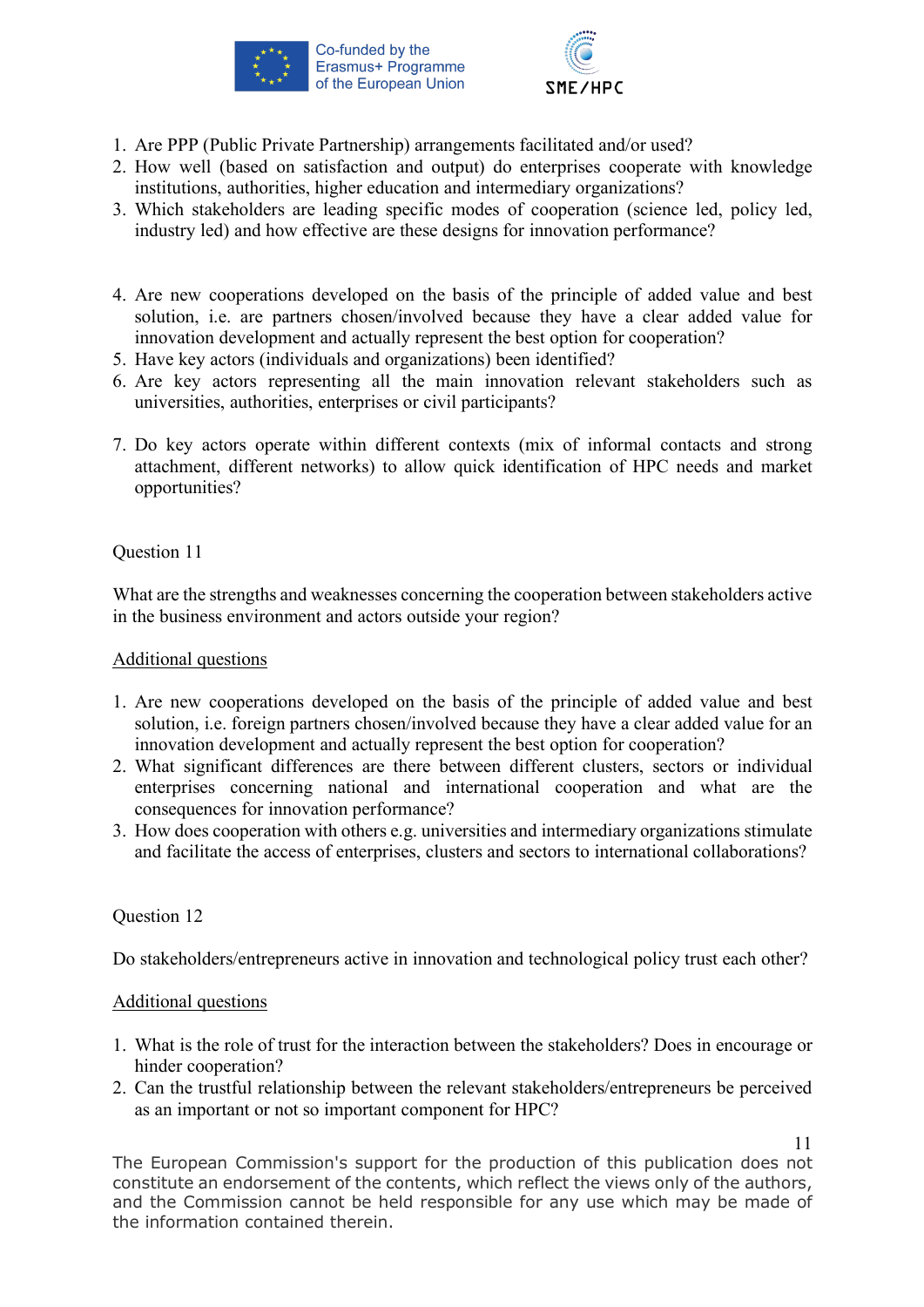1. Are PPP (Public Private Partnership) arrangements facilitated and/or used?
2. How well (based on satisfaction and output) do enterprises cooperate with knowledge institutions, authorities, higher education and intermediary organizations?
3. Which stakeholders are leading specific modes of cooperation (science led, policy led, industry led) and how effective are these designs for innovation performance?

4. Are new cooperations developed on the basis of the principle of added value and best solution, i.e. are partners chosen/involved because they have a clear added value for innovation development and actually represent the best option for cooperation?
5. Have key actors (individuals and organizations) been identified?
6. Are key actors representing all the main innovation relevant stakeholders such as universities, authorities, enterprises or civil participants?

7. Do key actors operate within different contexts (mix of informal contacts and strong attachment, different networks) to allow quick identification of HPC needs and market opportunities?

Question 11

What are the strengths and weaknesses concerning the cooperation between stakeholders active in the business environment and actors outside your region?

<u>Additional questions</u>

1. Are new cooperations developed on the basis of the principle of added value and best solution, i.e. foreign partners chosen/involved because they have a clear added value for an innovation development and actually represent the best option for cooperation?
2. What significant differences are there between different clusters, sectors or individual enterprises concerning national and international cooperation and what are the consequences for innovation performance?
3. How does cooperation with others e.g. universities and intermediary organizations stimulate and facilitate the access of enterprises, clusters and sectors to international collaborations?

Question 12

Do stakeholders/entrepreneurs active in innovation and technological policy trust each other?

<u>Additional questions</u>

1. What is the role of trust for the interaction between the stakeholders? Does in encourage or hinder cooperation?
2. Can the trustful relationship between the relevant stakeholders/entrepreneurs be perceived as an important or not so important component for HPC?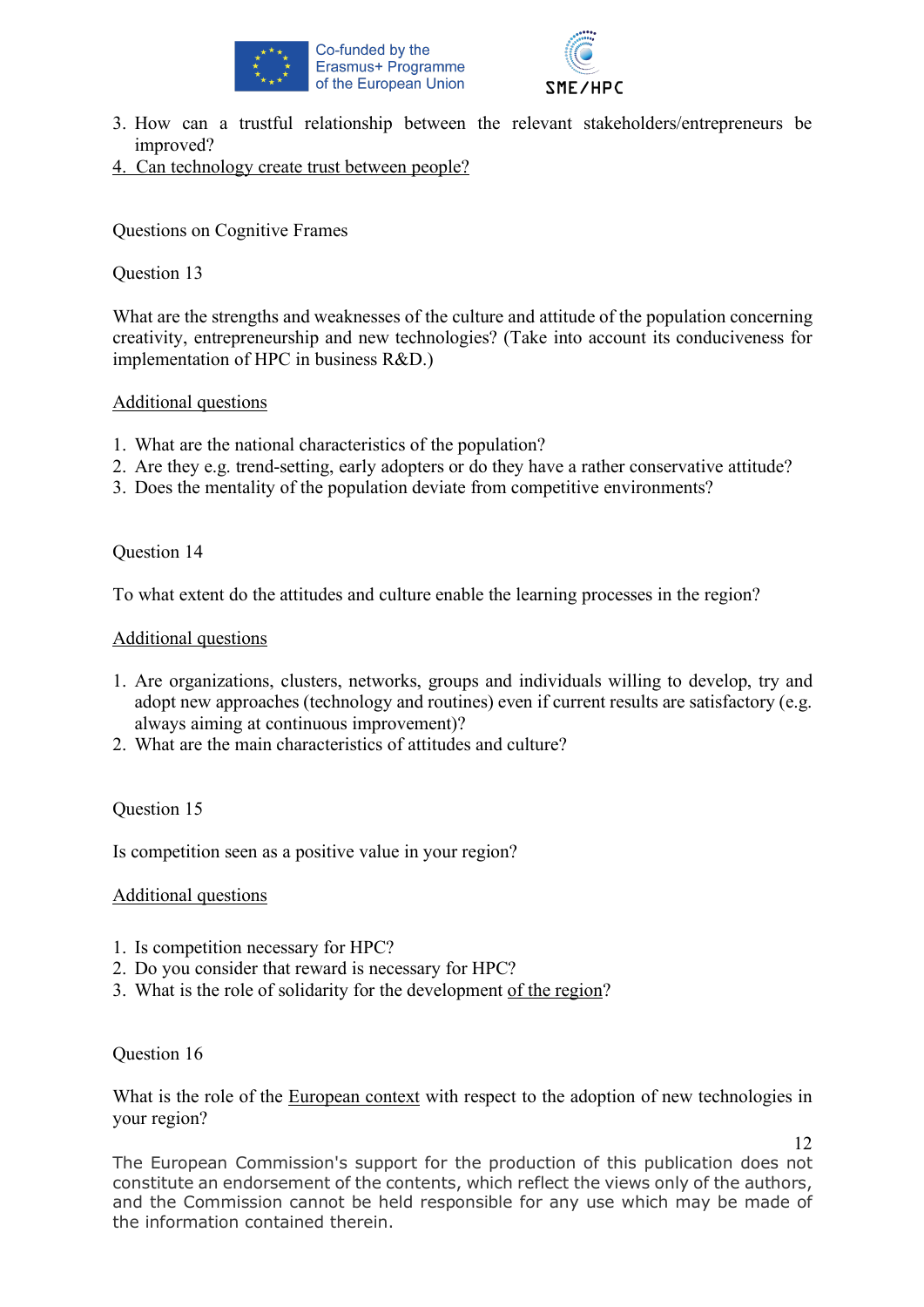3. How can a trustful relationship between the relevant stakeholders/entrepreneurs be improved?
4. Can technology create trust between people?

Questions on Cognitive Frames

Question 13

What are the strengths and weaknesses of the culture and attitude of the population concerning creativity, entrepreneurship and new technologies? (Take into account its conduciveness for implementation of HPC in business R&D.)

Additional questions

1. What are the national characteristics of the population?
2. Are they e.g. trend-setting, early adopters or do they have a rather conservative attitude?
3. Does the mentality of the population deviate from competitive environments?

Question 14

To what extent do the attitudes and culture enable the learning processes in the region?

Additional questions

1. Are organizations, clusters, networks, groups and individuals willing to develop, try and adopt new approaches (technology and routines) even if current results are satisfactory (e.g. always aiming at continuous improvement)?
2. What are the main characteristics of attitudes and culture?

Question 15

Is competition seen as a positive value in your region?

Additional questions

1. Is competition necessary for HPC?
2. Do you consider that reward is necessary for HPC?
3. What is the role of solidarity for the development of the region?

Question 16

What is the role of the European context with respect to the adoption of new technologies in your region?

The European Commission's support for the production of this publication does not constitute an endorsement of the contents, which reflect the views only of the authors, and the Commission cannot be held responsible for any use which may be made of the information contained therein.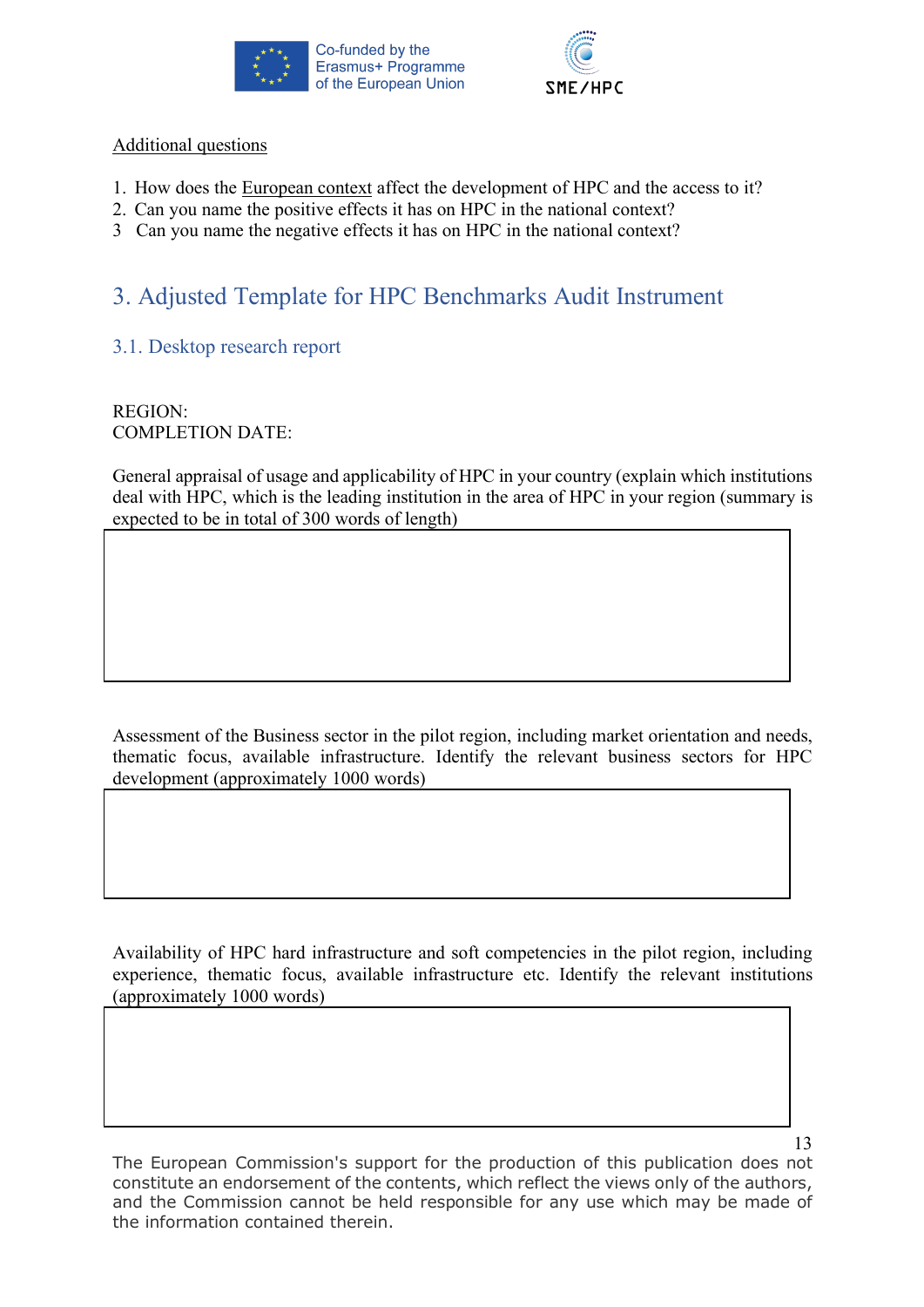Additional questions

1. How does the European context affect the development of HPC and the access to it?
2. Can you name the positive effects it has on HPC in the national context?
3. Can you name the negative effects it has on HPC in the national context?

## 3. Adjusted Template for HPC Benchmarks Audit Instrument

### 3.1. Desktop research report

REGION:
COMPLETION DATE:

General appraisal of usage and applicability of HPC in your country (explain which institutions deal with HPC, which is the leading institution in the area of HPC in your region (summary is expected to be in total of 300 words of length)

| |
|---|
| |

Assessment of the Business sector in the pilot region, including market orientation and needs, thematic focus, available infrastructure. Identify the relevant business sectors for HPC development (approximately 1000 words)

| |
|---|
| |

Availability of HPC hard infrastructure and soft competencies in the pilot region, including experience, thematic focus, available infrastructure etc. Identify the relevant institutions (approximately 1000 words)

| |
|---|
| |

The European Commission's support for the production of this publication does not constitute an endorsement of the contents, which reflect the views only of the authors, and the Commission cannot be held responsible for any use which may be made of the information contained therein.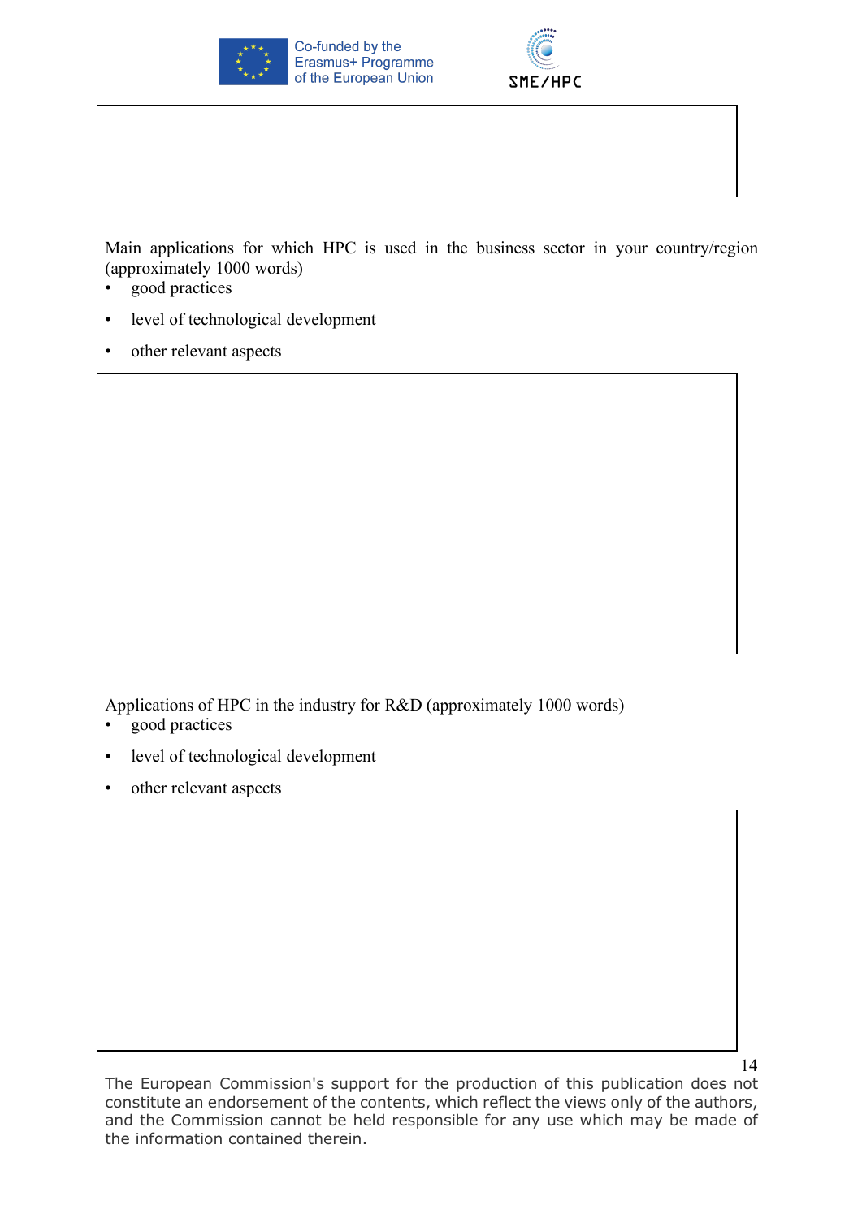Main applications for which HPC is used in the business sector in your country/region (approximately 1000 words)

- good practices
- level of technological development
- other relevant aspects

Applications of HPC in the industry for R&D (approximately 1000 words)

- good practices
- level of technological development
- other relevant aspects

The European Commission's support for the production of this publication does not constitute an endorsement of the contents, which reflect the views only of the authors, and the Commission cannot be held responsible for any use which may be made of the information contained therein.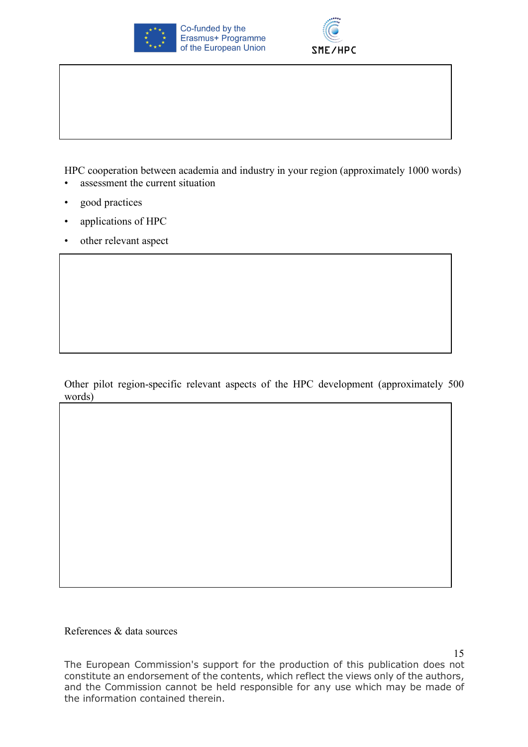HPC cooperation between academia and industry in your region (approximately 1000 words)

- assessment the current situation
- good practices
- applications of HPC
- other relevant aspect

Other pilot region-specific relevant aspects of the HPC development (approximately 500 words)

References & data sources

The European Commission's support for the production of this publication does not constitute an endorsement of the contents, which reflect the views only of the authors, and the Commission cannot be held responsible for any use which may be made of the information contained therein.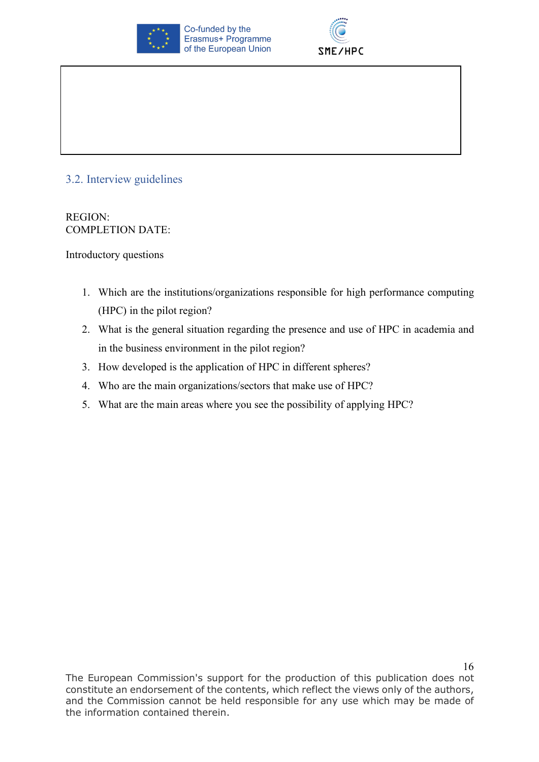## 3.2. Interview guidelines

REGION:
COMPLETION DATE:

Introductory questions

1. Which are the institutions/organizations responsible for high performance computing (HPC) in the pilot region?
2. What is the general situation regarding the presence and use of HPC in academia and in the business environment in the pilot region?
3. How developed is the application of HPC in different spheres?
4. Who are the main organizations/sectors that make use of HPC?
5. What are the main areas where you see the possibility of applying HPC?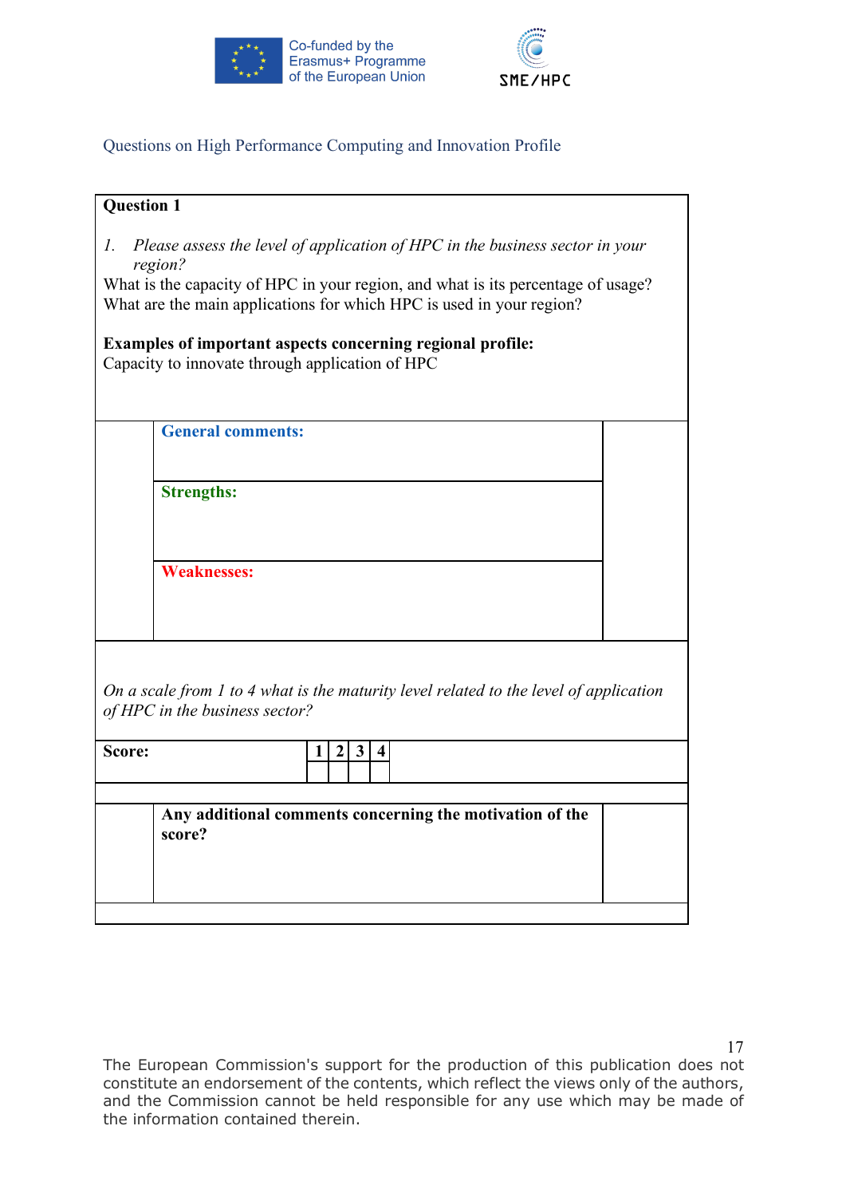Questions on High Performance Computing and Innovation Profile

**Question 1**

1. *Please assess the level of application of HPC in the business sector in your region?*

What is the capacity of HPC in your region, and what is its percentage of usage?
What are the main applications for which HPC is used in your region?

**Examples of important aspects concerning regional profile:**
Capacity to innovate through application of HPC

**General comments:**

**Strengths:**

**Weaknesses:**

*On a scale from 1 to 4 what is the maturity level related to the level of application of HPC in the business sector?*

| Score: | 1 | 2 | 3 | 4 |
|---|---|---|---|---|
| | | | | |

**Any additional comments concerning the motivation of the score?**

The European Commission's support for the production of this publication does not constitute an endorsement of the contents, which reflect the views only of the authors, and the Commission cannot be held responsible for any use which may be made of the information contained therein.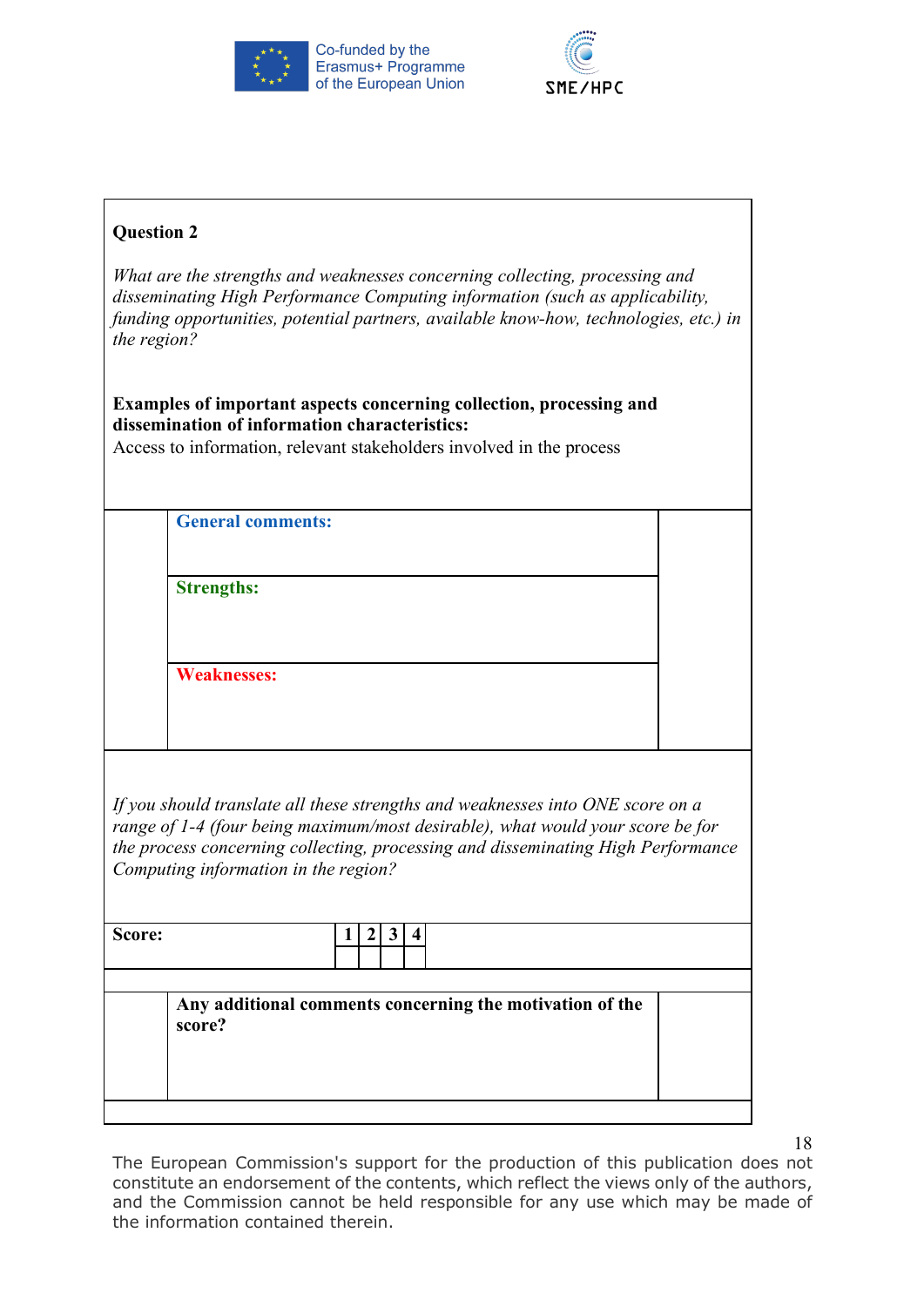**Question 2**

*What are the strengths and weaknesses concerning collecting, processing and disseminating High Performance Computing information (such as applicability, funding opportunities, potential partners, available know-how, technologies, etc.) in the region?*

**Examples of important aspects concerning collection, processing and dissemination of information characteristics:**
Access to information, relevant stakeholders involved in the process

**General comments:**

**Strengths:**

**Weaknesses:**

*If you should translate all these strengths and weaknesses into ONE score on a range of 1-4 (four being maximum/most desirable), what would your score be for the process concerning collecting, processing and disseminating High Performance Computing information in the region?*

| Score: | 1 | 2 | 3 | 4 |
|---|---|---|---|---|
| | | | | |

**Any additional comments concerning the motivation of the score?**

The European Commission's support for the production of this publication does not constitute an endorsement of the contents, which reflect the views only of the authors, and the Commission cannot be held responsible for any use which may be made of the information contained therein.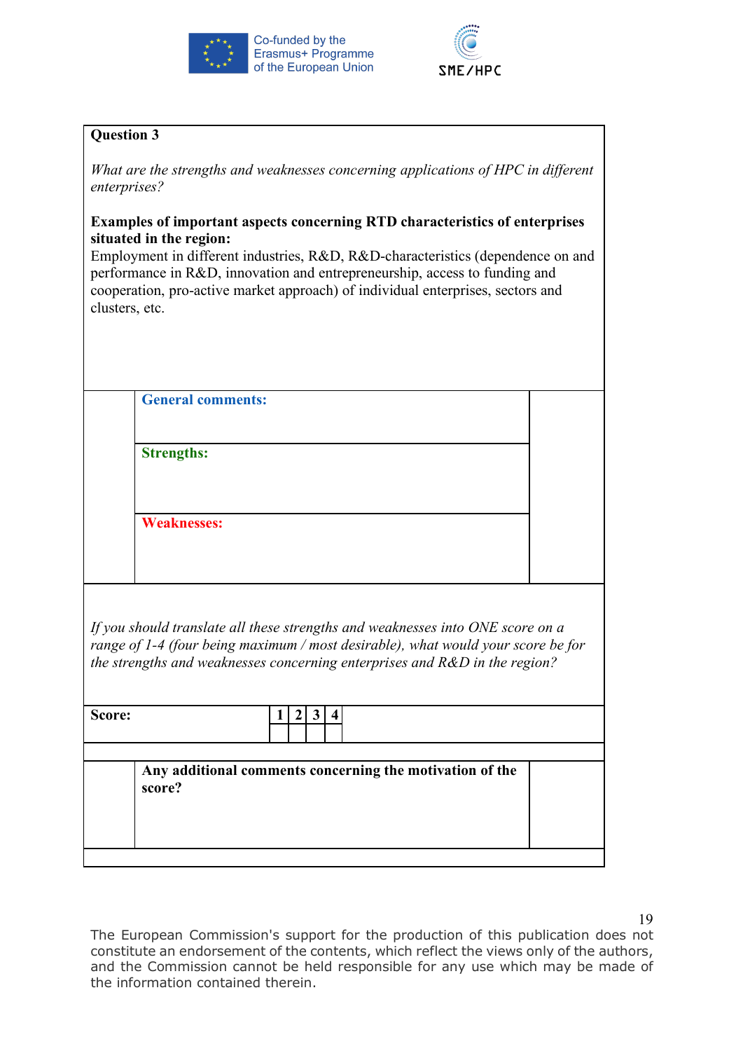**Question 3**

*What are the strengths and weaknesses concerning applications of HPC in different enterprises?*

**Examples of important aspects concerning RTD characteristics of enterprises situated in the region:**
Employment in different industries, R&D, R&D-characteristics (dependence on and performance in R&D, innovation and entrepreneurship, access to funding and cooperation, pro-active market approach) of individual enterprises, sectors and clusters, etc.

**General comments:**

**Strengths:**

**Weaknesses:**

*If you should translate all these strengths and weaknesses into ONE score on a range of 1-4 (four being maximum / most desirable), what would your score be for the strengths and weaknesses concerning enterprises and R&D in the region?*

| Score: | 1 | 2 | 3 | 4 |
|---|---|---|---|---|
| | | | | |

**Any additional comments concerning the motivation of the score?**

The European Commission's support for the production of this publication does not constitute an endorsement of the contents, which reflect the views only of the authors, and the Commission cannot be held responsible for any use which may be made of the information contained therein.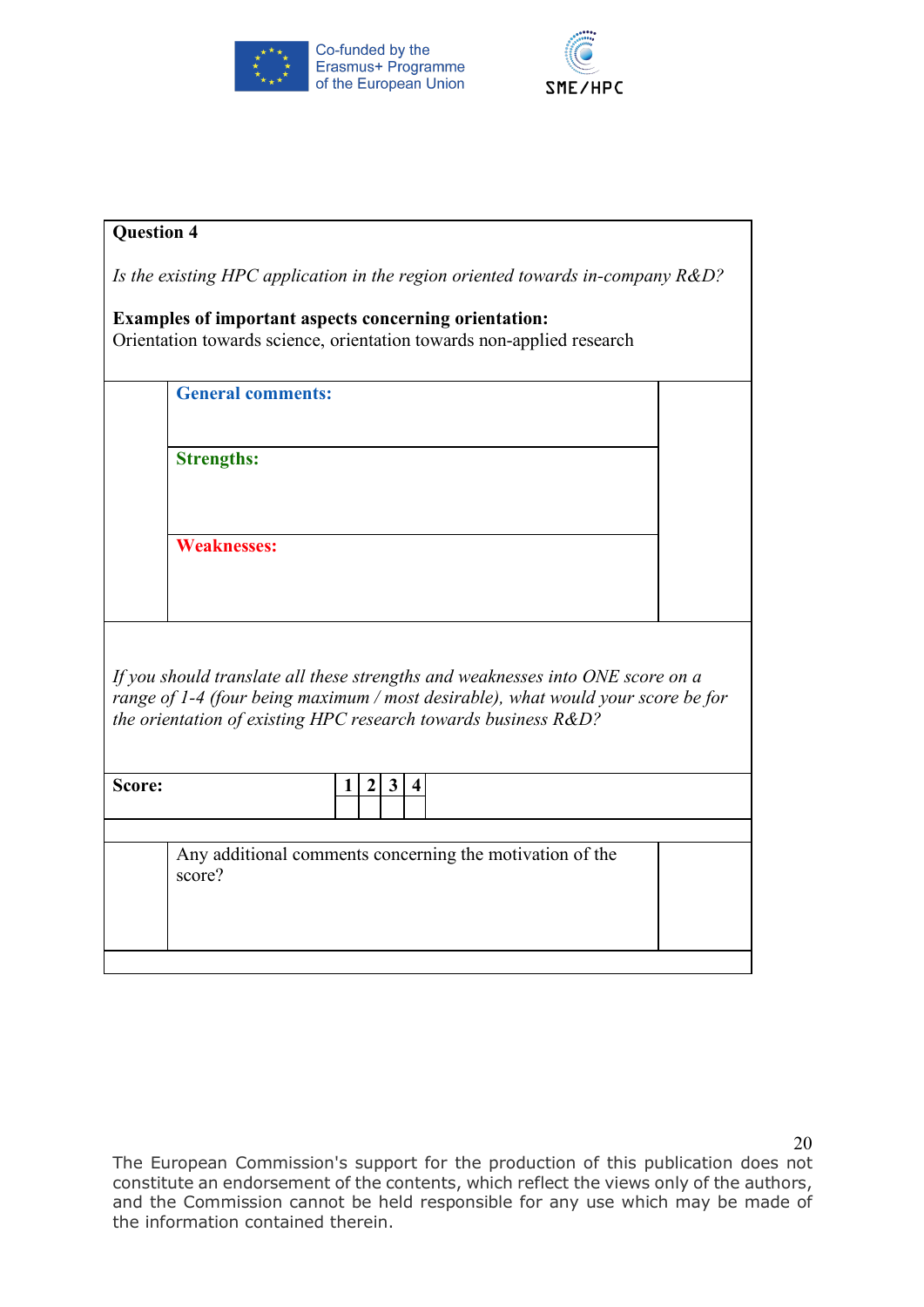**Question 4**

*Is the existing HPC application in the region oriented towards in-company R&D?*

**Examples of important aspects concerning orientation:**
Orientation towards science, orientation towards non-applied research

**General comments:**

**Strengths:**

**Weaknesses:**

*If you should translate all these strengths and weaknesses into ONE score on a range of 1-4 (four being maximum / most desirable), what would your score be for the orientation of existing HPC research towards business R&D?*

| Score: | 1 | 2 | 3 | 4 |
|---|---|---|---|---|
| | | | | |

Any additional comments concerning the motivation of the score?

The European Commission's support for the production of this publication does not constitute an endorsement of the contents, which reflect the views only of the authors, and the Commission cannot be held responsible for any use which may be made of the information contained therein.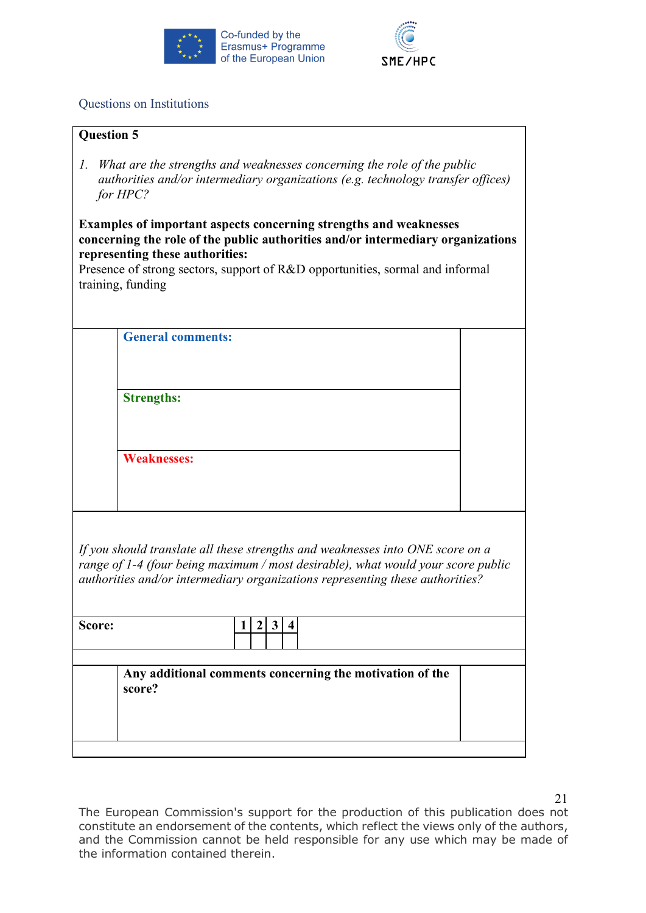Questions on Institutions

**Question 5**

1. *What are the strengths and weaknesses concerning the role of the public authorities and/or intermediary organizations (e.g. technology transfer offices) for HPC?*

**Examples of important aspects concerning strengths and weaknesses concerning the role of the public authorities and/or intermediary organizations representing these authorities:**
Presence of strong sectors, support of R&D opportunities, sormal and informal training, funding

**General comments:**

**Strengths:**

**Weaknesses:**

*If you should translate all these strengths and weaknesses into ONE score on a range of 1-4 (four being maximum / most desirable), what would your score public authorities and/or intermediary organizations representing these authorities?*

| Score: | 1 | 2 | 3 | 4 |
|---|---|---|---|---|
| | | | | |

**Any additional comments concerning the motivation of the score?**

The European Commission's support for the production of this publication does not constitute an endorsement of the contents, which reflect the views only of the authors, and the Commission cannot be held responsible for any use which may be made of the information contained therein.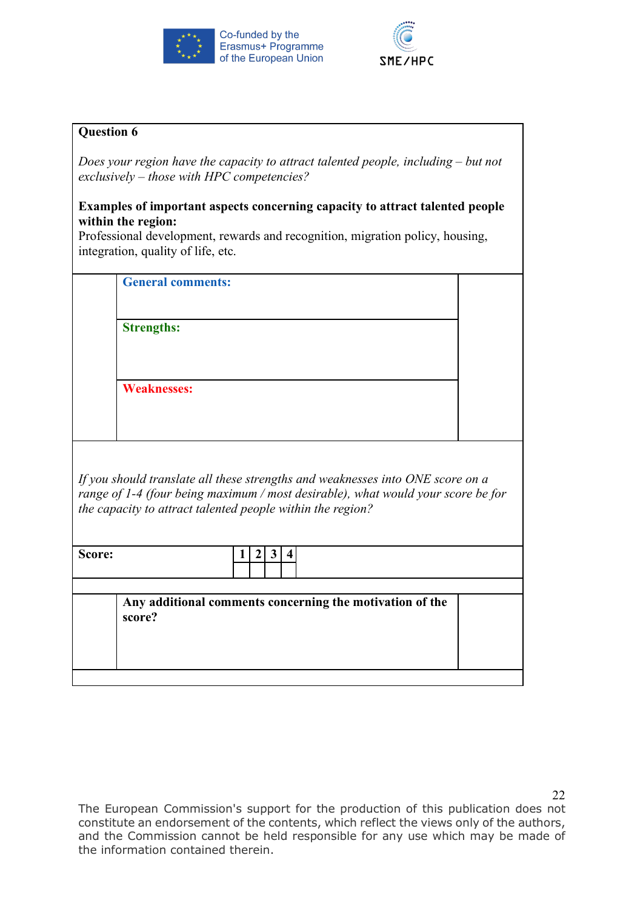**Question 6**

*Does your region have the capacity to attract talented people, including – but not exclusively – those with HPC competencies?*

**Examples of important aspects concerning capacity to attract talented people within the region:**
Professional development, rewards and recognition, migration policy, housing, integration, quality of life, etc.

| | | |
|---|---|---|
| | **General comments:** | |
| | **Strengths:** | |
| | **Weaknesses:** | |

*If you should translate all these strengths and weaknesses into ONE score on a range of 1-4 (four being maximum / most desirable), what would your score be for the capacity to attract talented people within the region?*

| **Score:** | **1** | **2** | **3** | **4** |
|---|---|---|---|---|
| | | | | |

| | | |
|---|---|---|
| | **Any additional comments concerning the motivation of the score?** | |

The European Commission's support for the production of this publication does not constitute an endorsement of the contents, which reflect the views only of the authors, and the Commission cannot be held responsible for any use which may be made of the information contained therein.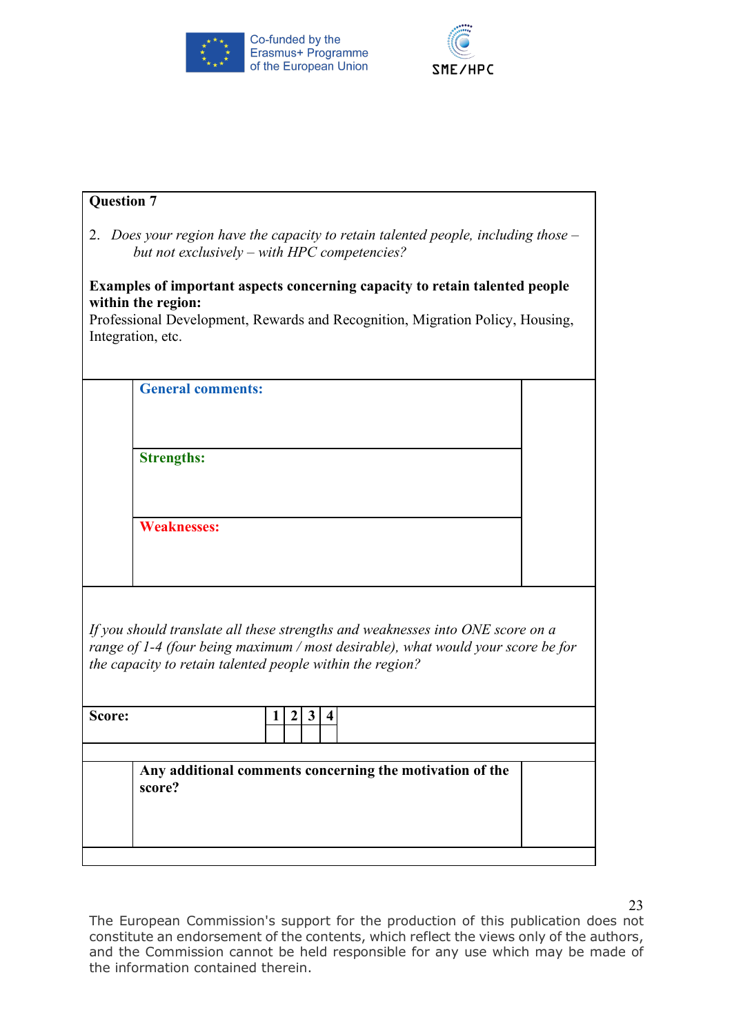**Question 7**

2. *Does your region have the capacity to retain talented people, including those – but not exclusively – with HPC competencies?*

**Examples of important aspects concerning capacity to retain talented people within the region:**
Professional Development, Rewards and Recognition, Migration Policy, Housing, Integration, etc.

**General comments:**

**Strengths:**

**Weaknesses:**

*If you should translate all these strengths and weaknesses into ONE score on a range of 1-4 (four being maximum / most desirable), what would your score be for the capacity to retain talented people within the region?*

| **Score:** | **1** | **2** | **3** | **4** |
|---|---|---|---|---|
| | | | | |

**Any additional comments concerning the motivation of the score?**

The European Commission's support for the production of this publication does not constitute an endorsement of the contents, which reflect the views only of the authors, and the Commission cannot be held responsible for any use which may be made of the information contained therein.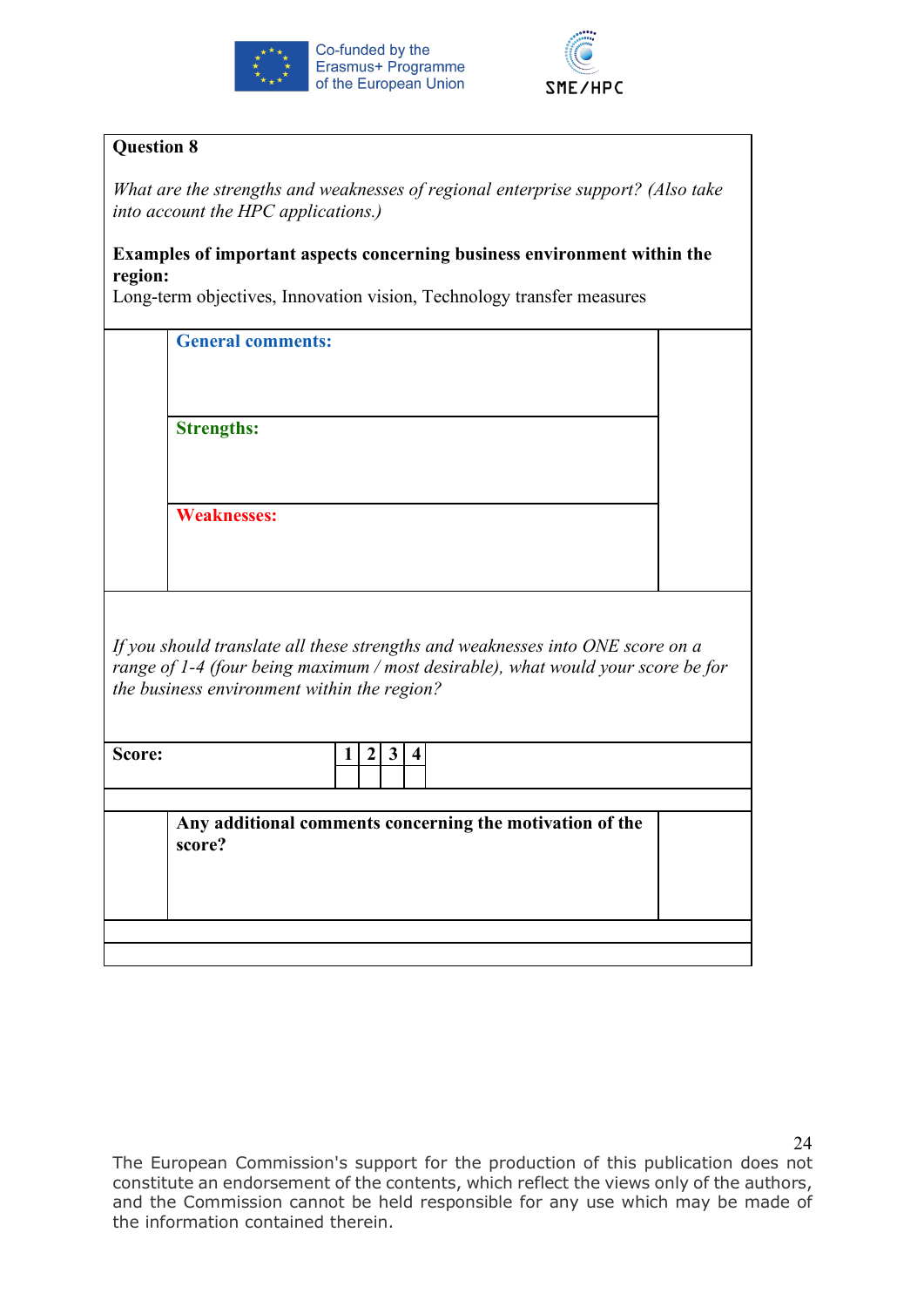**Question 8**

*What are the strengths and weaknesses of regional enterprise support? (Also take into account the HPC applications.)*

**Examples of important aspects concerning business environment within the region:**
Long-term objectives, Innovation vision, Technology transfer measures

**General comments:**

**Strengths:**

**Weaknesses:**

*If you should translate all these strengths and weaknesses into ONE score on a range of 1-4 (four being maximum / most desirable), what would your score be for the business environment within the region?*

| Score: | 1 | 2 | 3 | 4 |
|---|---|---|---|---|
| | | | | |

**Any additional comments concerning the motivation of the score?**

The European Commission's support for the production of this publication does not constitute an endorsement of the contents, which reflect the views only of the authors, and the Commission cannot be held responsible for any use which may be made of the information contained therein.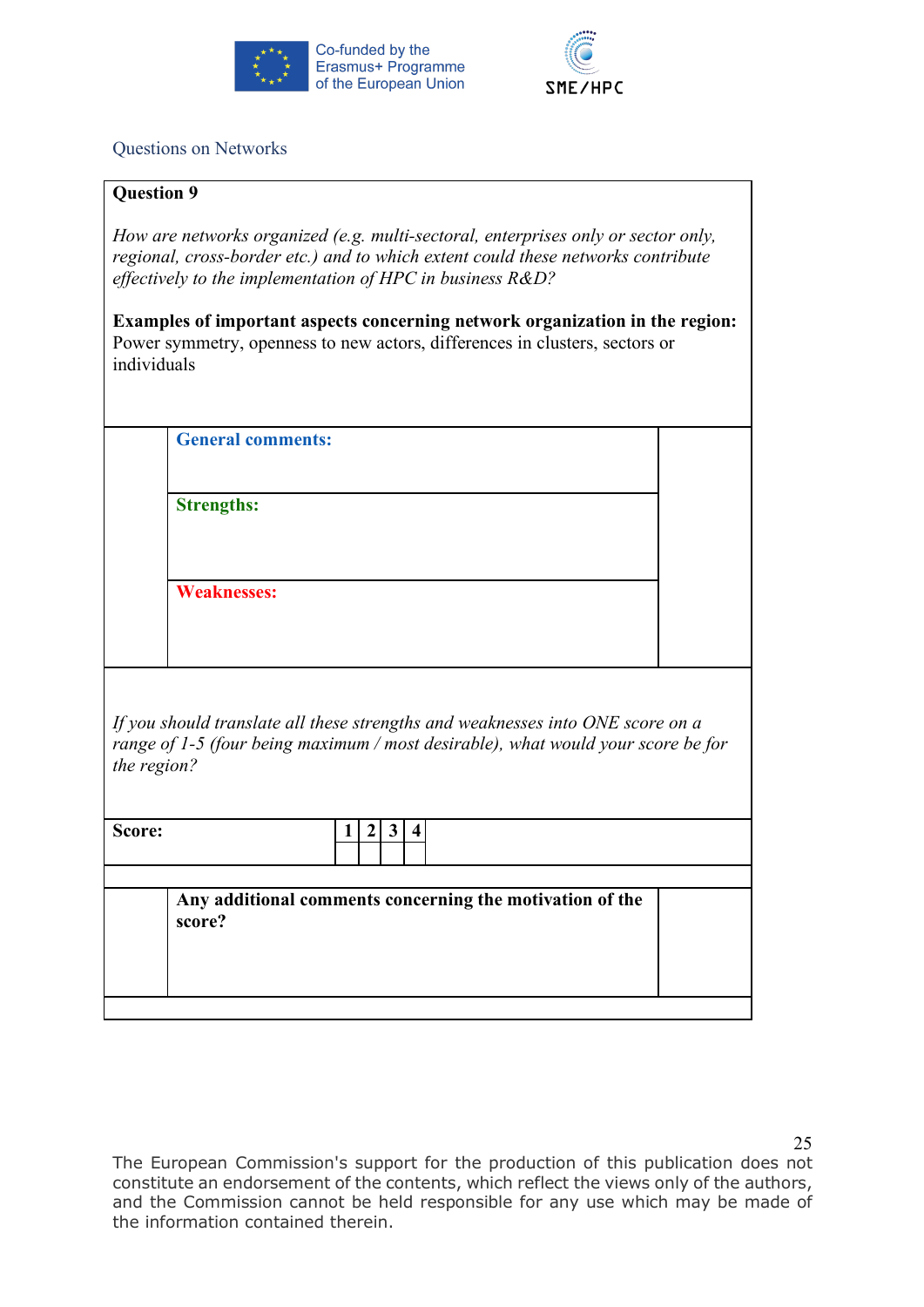Questions on Networks

**Question 9**

*How are networks organized (e.g. multi-sectoral, enterprises only or sector only, regional, cross-border etc.) and to which extent could these networks contribute effectively to the implementation of HPC in business R&D?*

**Examples of important aspects concerning network organization in the region:** Power symmetry, openness to new actors, differences in clusters, sectors or individuals

**General comments:**

**Strengths:**

**Weaknesses:**

*If you should translate all these strengths and weaknesses into ONE score on a range of 1-5 (four being maximum / most desirable), what would your score be for the region?*

| Score: | 1 | 2 | 3 | 4 |
|---|---|---|---|---|
| | | | | |

**Any additional comments concerning the motivation of the score?**

The European Commission's support for the production of this publication does not constitute an endorsement of the contents, which reflect the views only of the authors, and the Commission cannot be held responsible for any use which may be made of the information contained therein.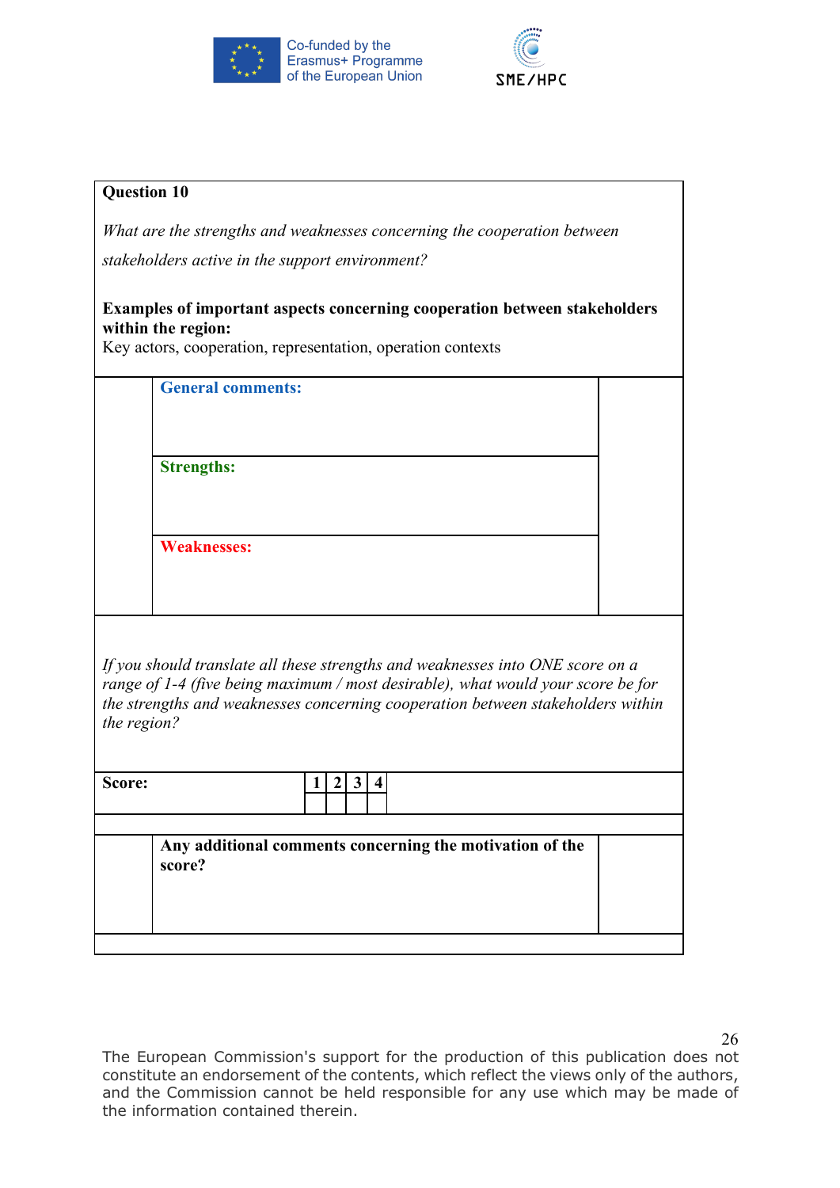**Question 10**

*What are the strengths and weaknesses concerning the cooperation between stakeholders active in the support environment?*

**Examples of important aspects concerning cooperation between stakeholders within the region:**
Key actors, cooperation, representation, operation contexts

**General comments:**

**Strengths:**

**Weaknesses:**

*If you should translate all these strengths and weaknesses into ONE score on a range of 1-4 (five being maximum / most desirable), what would your score be for the strengths and weaknesses concerning cooperation between stakeholders within the region?*

| Score: | 1 | 2 | 3 | 4 |
|---|---|---|---|---|
| | | | | |

**Any additional comments concerning the motivation of the score?**

The European Commission's support for the production of this publication does not constitute an endorsement of the contents, which reflect the views only of the authors, and the Commission cannot be held responsible for any use which may be made of the information contained therein.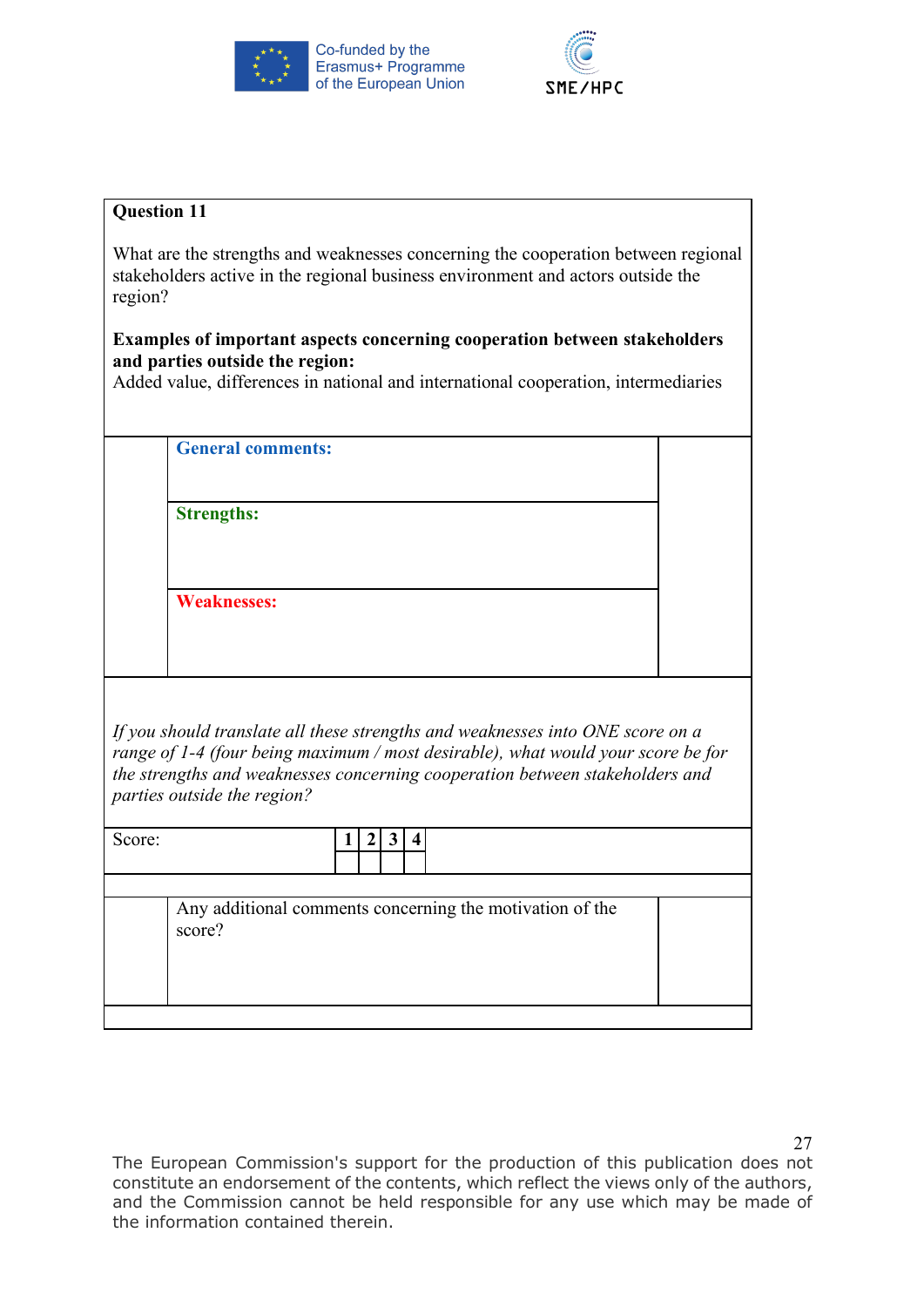**Question 11**

What are the strengths and weaknesses concerning the cooperation between regional stakeholders active in the regional business environment and actors outside the region?

**Examples of important aspects concerning cooperation between stakeholders and parties outside the region:**
Added value, differences in national and international cooperation, intermediaries

**General comments:**

**Strengths:**

**Weaknesses:**

*If you should translate all these strengths and weaknesses into ONE score on a range of 1-4 (four being maximum / most desirable), what would your score be for the strengths and weaknesses concerning cooperation between stakeholders and parties outside the region?*

| Score: | 1 | 2 | 3 | 4 |
|---|---|---|---|---|
| | | | | |

Any additional comments concerning the motivation of the score?

The European Commission's support for the production of this publication does not constitute an endorsement of the contents, which reflect the views only of the authors, and the Commission cannot be held responsible for any use which may be made of the information contained therein.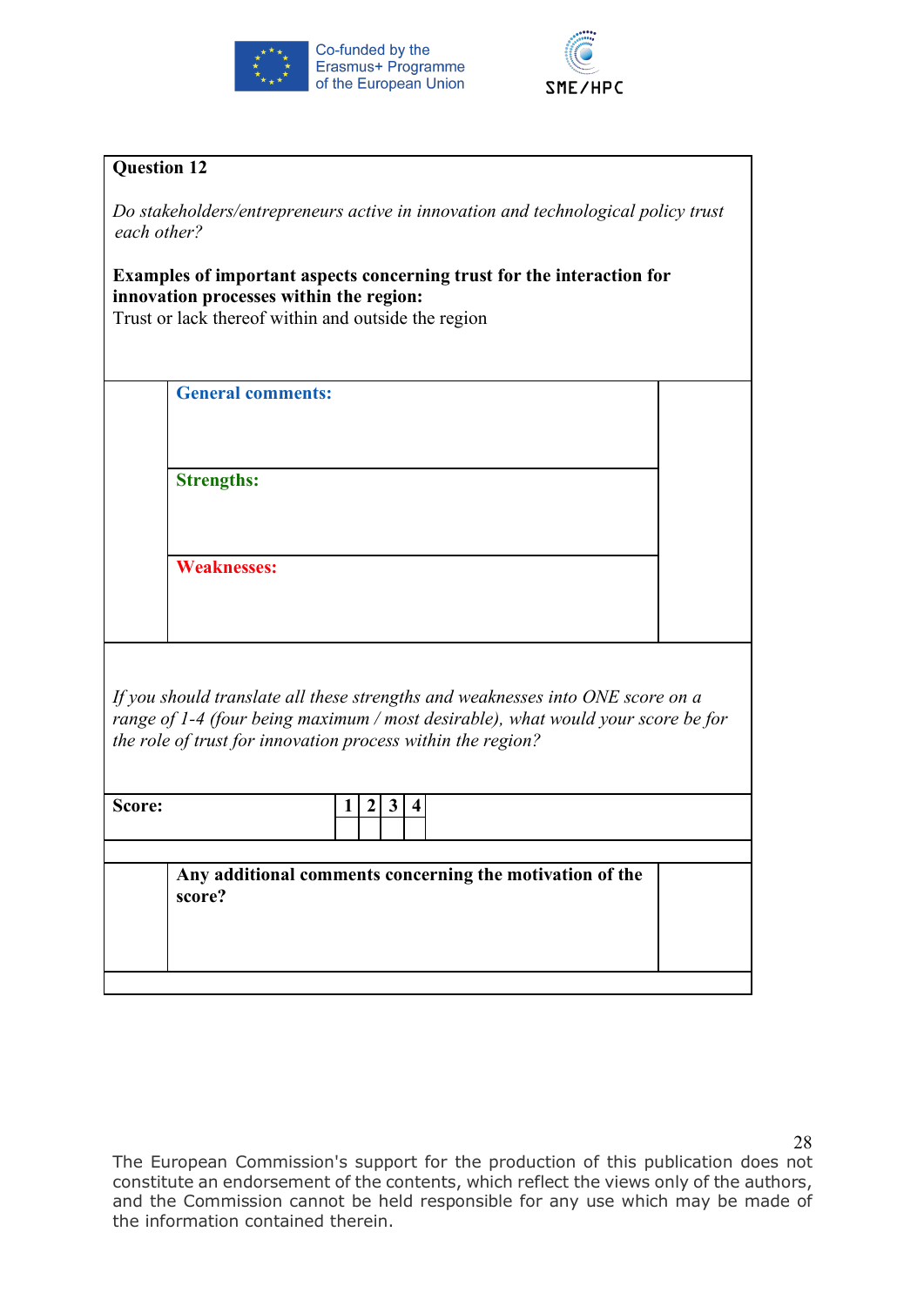**Question 12**

*Do stakeholders/entrepreneurs active in innovation and technological policy trust each other?*

**Examples of important aspects concerning trust for the interaction for innovation processes within the region:**
Trust or lack thereof within and outside the region

**General comments:**

**Strengths:**

**Weaknesses:**

*If you should translate all these strengths and weaknesses into ONE score on a range of 1-4 (four being maximum / most desirable), what would your score be for the role of trust for innovation process within the region?*

| Score: | 1 | 2 | 3 | 4 |
|---|---|---|---|---|
| | | | | |

**Any additional comments concerning the motivation of the score?**

The European Commission's support for the production of this publication does not constitute an endorsement of the contents, which reflect the views only of the authors, and the Commission cannot be held responsible for any use which may be made of the information contained therein.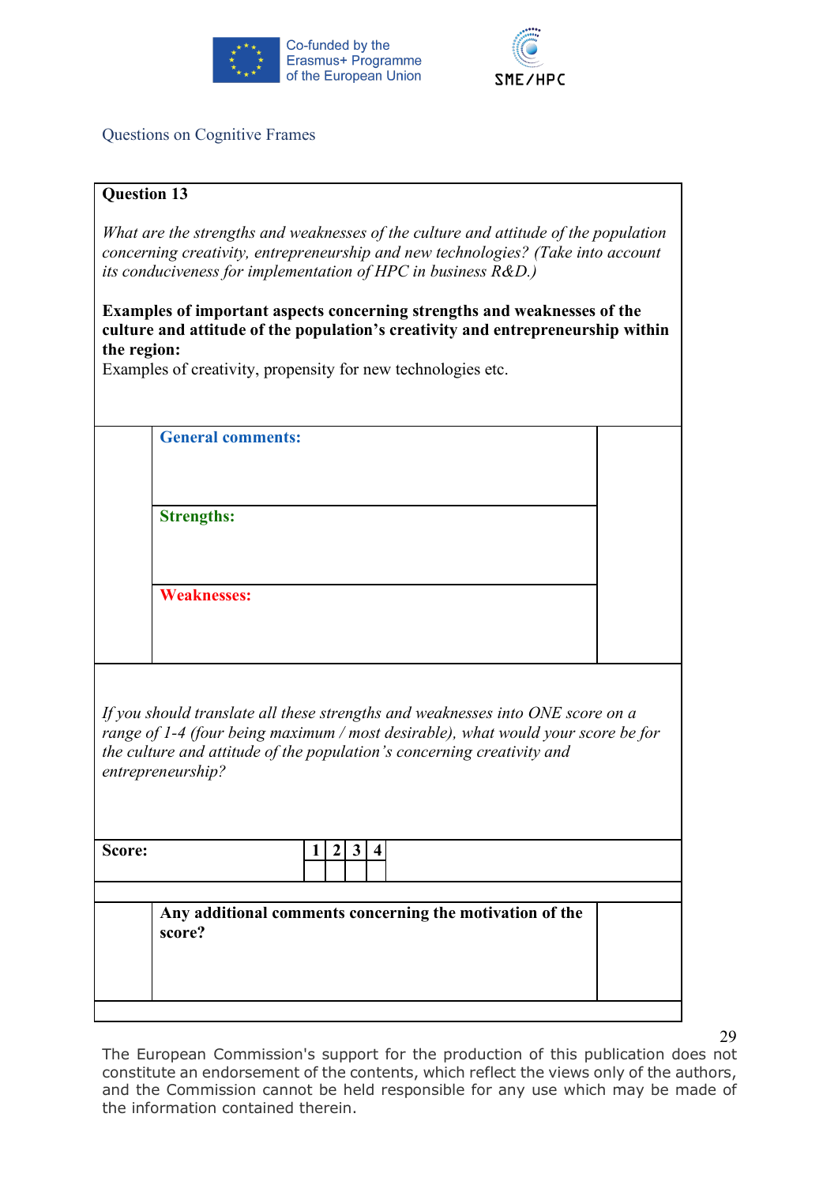Questions on Cognitive Frames

**Question 13**

*What are the strengths and weaknesses of the culture and attitude of the population concerning creativity, entrepreneurship and new technologies? (Take into account its conduciveness for implementation of HPC in business R&D.)*

**Examples of important aspects concerning strengths and weaknesses of the culture and attitude of the population's creativity and entrepreneurship within the region:**
Examples of creativity, propensity for new technologies etc.

**General comments:**

**Strengths:**

**Weaknesses:**

*If you should translate all these strengths and weaknesses into ONE score on a range of 1-4 (four being maximum / most desirable), what would your score be for the culture and attitude of the population's concerning creativity and entrepreneurship?*

| Score: | 1 | 2 | 3 | 4 |
|---|---|---|---|---|
| | | | | |

**Any additional comments concerning the motivation of the score?**

The European Commission's support for the production of this publication does not constitute an endorsement of the contents, which reflect the views only of the authors, and the Commission cannot be held responsible for any use which may be made of the information contained therein.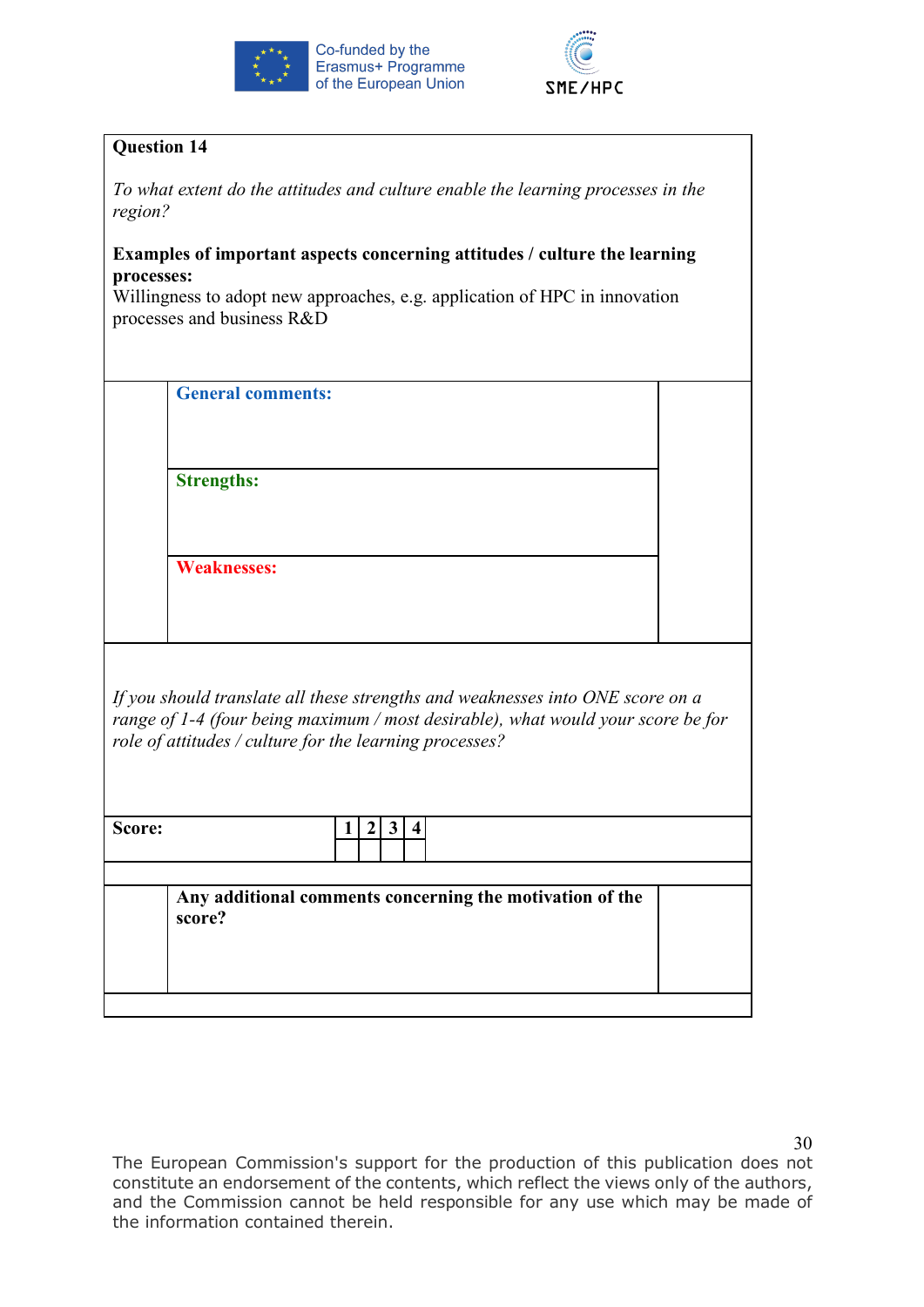**Question 14**

*To what extent do the attitudes and culture enable the learning processes in the region?*

**Examples of important aspects concerning attitudes / culture the learning processes:**
Willingness to adopt new approaches, e.g. application of HPC in innovation processes and business R&D

**General comments:**

**Strengths:**

**Weaknesses:**

*If you should translate all these strengths and weaknesses into ONE score on a range of 1-4 (four being maximum / most desirable), what would your score be for role of attitudes / culture for the learning processes?*

| Score: | 1 | 2 | 3 | 4 |
|---|---|---|---|---|
| | | | | |

**Any additional comments concerning the motivation of the score?**

The European Commission's support for the production of this publication does not constitute an endorsement of the contents, which reflect the views only of the authors, and the Commission cannot be held responsible for any use which may be made of the information contained therein.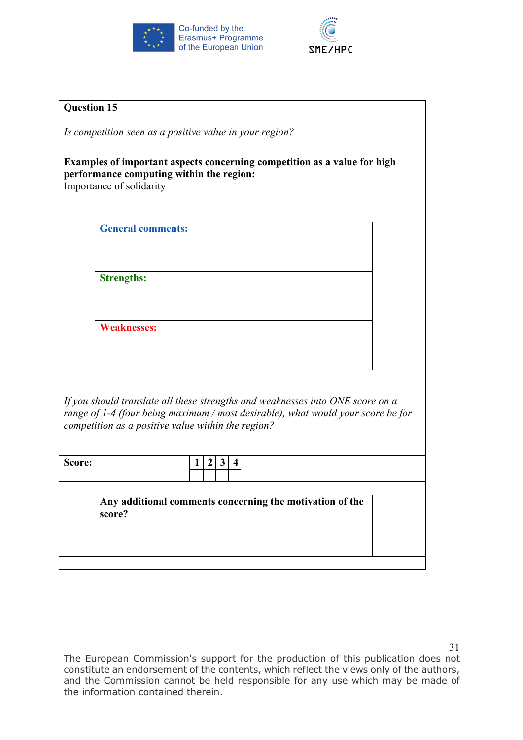**Question 15**

*Is competition seen as a positive value in your region?*

**Examples of important aspects concerning competition as a value for high performance computing within the region:**
Importance of solidarity

**General comments:**

**Strengths:**

**Weaknesses:**

*If you should translate all these strengths and weaknesses into ONE score on a range of 1-4 (four being maximum / most desirable), what would your score be for competition as a positive value within the region?*

| Score: | 1 | 2 | 3 | 4 |
|---|---|---|---|---|
| | | | | |

**Any additional comments concerning the motivation of the score?**

The European Commission's support for the production of this publication does not constitute an endorsement of the contents, which reflect the views only of the authors, and the Commission cannot be held responsible for any use which may be made of the information contained therein.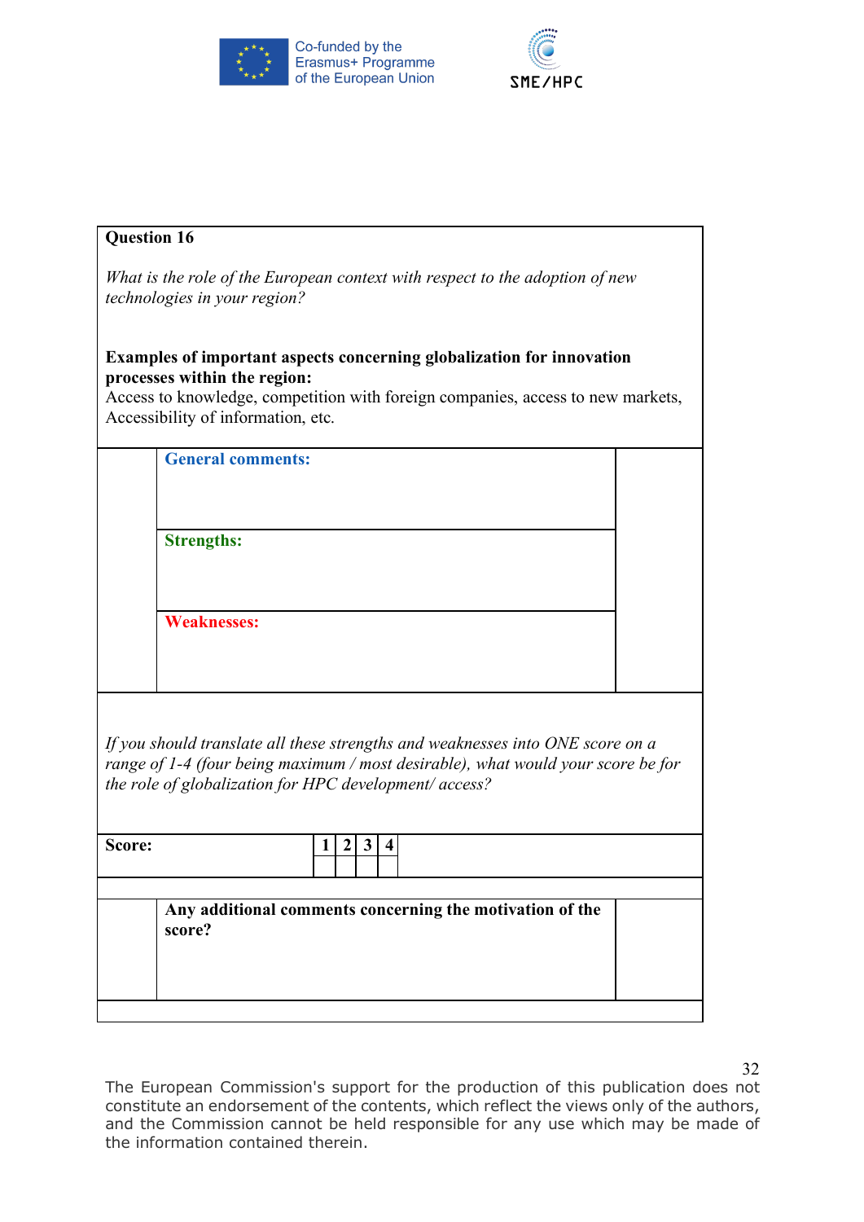**Question 16**

*What is the role of the European context with respect to the adoption of new technologies in your region?*

**Examples of important aspects concerning globalization for innovation processes within the region:**
Access to knowledge, competition with foreign companies, access to new markets, Accessibility of information, etc.

| | | |
|---|---|---|
| | **General comments:** | |
| | **Strengths:** | |
| | **Weaknesses:** | |

*If you should translate all these strengths and weaknesses into ONE score on a range of 1-4 (four being maximum / most desirable), what would your score be for the role of globalization for HPC development/ access?*

| Score: | 1 | 2 | 3 | 4 |
|---|---|---|---|---|
| | | | | |

| | | |
|---|---|---|
| | **Any additional comments concerning the motivation of the score?** | |

The European Commission's support for the production of this publication does not constitute an endorsement of the contents, which reflect the views only of the authors, and the Commission cannot be held responsible for any use which may be made of the information contained therein.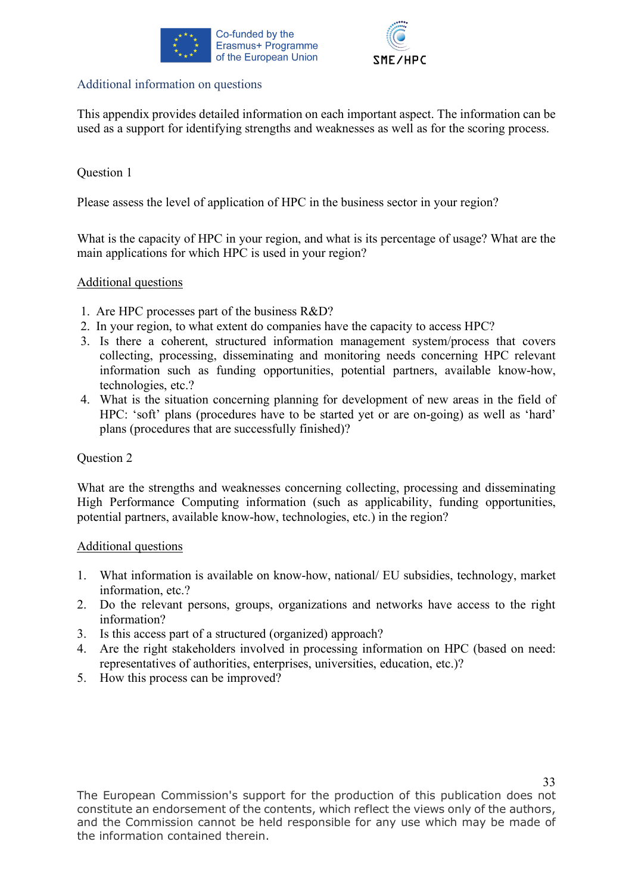## Additional information on questions

This appendix provides detailed information on each important aspect. The information can be used as a support for identifying strengths and weaknesses as well as for the scoring process.

### Question 1

Please assess the level of application of HPC in the business sector in your region?

What is the capacity of HPC in your region, and what is its percentage of usage? What are the main applications for which HPC is used in your region?

<u>Additional questions</u>

1. Are HPC processes part of the business R&D?
2. In your region, to what extent do companies have the capacity to access HPC?
3. Is there a coherent, structured information management system/process that covers collecting, processing, disseminating and monitoring needs concerning HPC relevant information such as funding opportunities, potential partners, available know-how, technologies, etc.?
4. What is the situation concerning planning for development of new areas in the field of HPC: 'soft' plans (procedures have to be started yet or are on-going) as well as 'hard' plans (procedures that are successfully finished)?

### Question 2

What are the strengths and weaknesses concerning collecting, processing and disseminating High Performance Computing information (such as applicability, funding opportunities, potential partners, available know-how, technologies, etc.) in the region?

<u>Additional questions</u>

1. What information is available on know-how, national/ EU subsidies, technology, market information, etc.?
2. Do the relevant persons, groups, organizations and networks have access to the right information?
3. Is this access part of a structured (organized) approach?
4. Are the right stakeholders involved in processing information on HPC (based on need: representatives of authorities, enterprises, universities, education, etc.)?
5. How this process can be improved?

The European Commission's support for the production of this publication does not constitute an endorsement of the contents, which reflect the views only of the authors, and the Commission cannot be held responsible for any use which may be made of the information contained therein.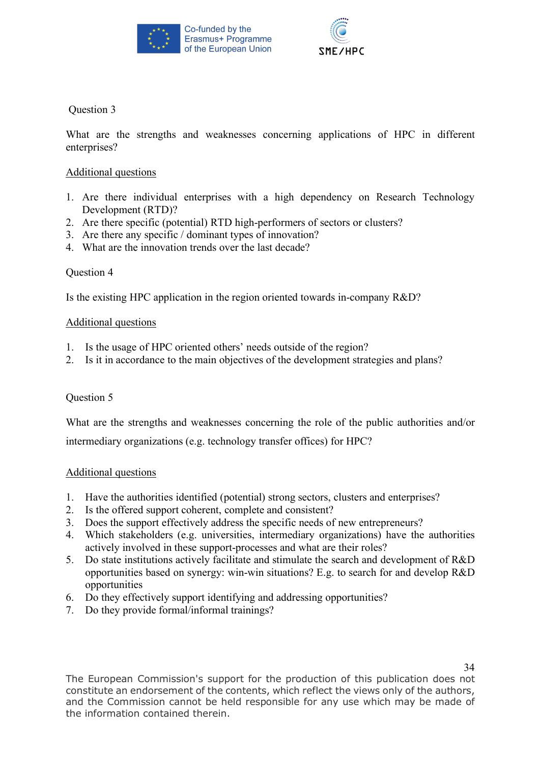Question 3

What are the strengths and weaknesses concerning applications of HPC in different enterprises?

<u>Additional questions</u>

1. Are there individual enterprises with a high dependency on Research Technology Development (RTD)?
2. Are there specific (potential) RTD high-performers of sectors or clusters?
3. Are there any specific / dominant types of innovation?
4. What are the innovation trends over the last decade?

Question 4

Is the existing HPC application in the region oriented towards in-company R&D?

<u>Additional questions</u>

1. Is the usage of HPC oriented others' needs outside of the region?
2. Is it in accordance to the main objectives of the development strategies and plans?

Question 5

What are the strengths and weaknesses concerning the role of the public authorities and/or intermediary organizations (e.g. technology transfer offices) for HPC?

<u>Additional questions</u>

1. Have the authorities identified (potential) strong sectors, clusters and enterprises?
2. Is the offered support coherent, complete and consistent?
3. Does the support effectively address the specific needs of new entrepreneurs?
4. Which stakeholders (e.g. universities, intermediary organizations) have the authorities actively involved in these support-processes and what are their roles?
5. Do state institutions actively facilitate and stimulate the search and development of R&D opportunities based on synergy: win-win situations? E.g. to search for and develop R&D opportunities
6. Do they effectively support identifying and addressing opportunities?
7. Do they provide formal/informal trainings?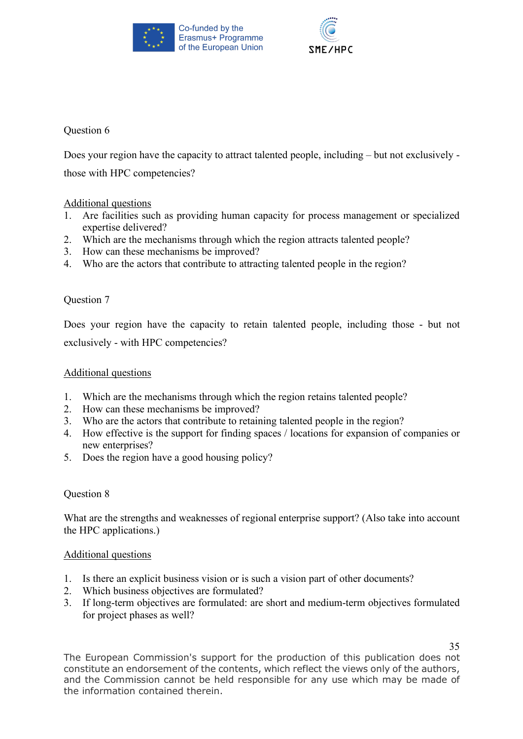Question 6

Does your region have the capacity to attract talented people, including – but not exclusively - those with HPC competencies?

Additional questions

1. Are facilities such as providing human capacity for process management or specialized expertise delivered?
2. Which are the mechanisms through which the region attracts talented people?
3. How can these mechanisms be improved?
4. Who are the actors that contribute to attracting talented people in the region?

Question 7

Does your region have the capacity to retain talented people, including those - but not exclusively - with HPC competencies?

Additional questions

1. Which are the mechanisms through which the region retains talented people?
2. How can these mechanisms be improved?
3. Who are the actors that contribute to retaining talented people in the region?
4. How effective is the support for finding spaces / locations for expansion of companies or new enterprises?
5. Does the region have a good housing policy?

Question 8

What are the strengths and weaknesses of regional enterprise support? (Also take into account the HPC applications.)

Additional questions

1. Is there an explicit business vision or is such a vision part of other documents?
2. Which business objectives are formulated?
3. If long-term objectives are formulated: are short and medium-term objectives formulated for project phases as well?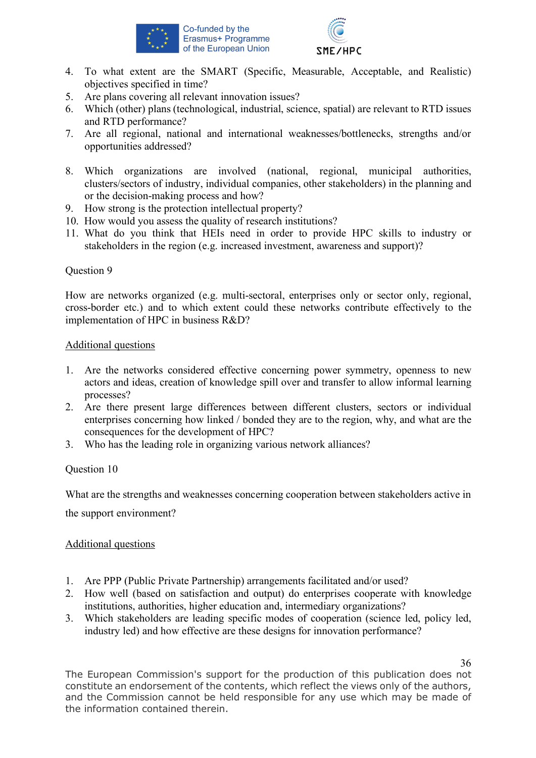4. To what extent are the SMART (Specific, Measurable, Acceptable, and Realistic) objectives specified in time?
5. Are plans covering all relevant innovation issues?
6. Which (other) plans (technological, industrial, science, spatial) are relevant to RTD issues and RTD performance?
7. Are all regional, national and international weaknesses/bottlenecks, strengths and/or opportunities addressed?

8. Which organizations are involved (national, regional, municipal authorities, clusters/sectors of industry, individual companies, other stakeholders) in the planning and or the decision-making process and how?
9. How strong is the protection intellectual property?
10. How would you assess the quality of research institutions?
11. What do you think that HEIs need in order to provide HPC skills to industry or stakeholders in the region (e.g. increased investment, awareness and support)?

Question 9

How are networks organized (e.g. multi-sectoral, enterprises only or sector only, regional, cross-border etc.) and to which extent could these networks contribute effectively to the implementation of HPC in business R&D?

<u>Additional questions</u>

1. Are the networks considered effective concerning power symmetry, openness to new actors and ideas, creation of knowledge spill over and transfer to allow informal learning processes?
2. Are there present large differences between different clusters, sectors or individual enterprises concerning how linked / bonded they are to the region, why, and what are the consequences for the development of HPC?
3. Who has the leading role in organizing various network alliances?

Question 10

What are the strengths and weaknesses concerning cooperation between stakeholders active in the support environment?

<u>Additional questions</u>

1. Are PPP (Public Private Partnership) arrangements facilitated and/or used?
2. How well (based on satisfaction and output) do enterprises cooperate with knowledge institutions, authorities, higher education and, intermediary organizations?
3. Which stakeholders are leading specific modes of cooperation (science led, policy led, industry led) and how effective are these designs for innovation performance?

The European Commission's support for the production of this publication does not constitute an endorsement of the contents, which reflect the views only of the authors, and the Commission cannot be held responsible for any use which may be made of the information contained therein.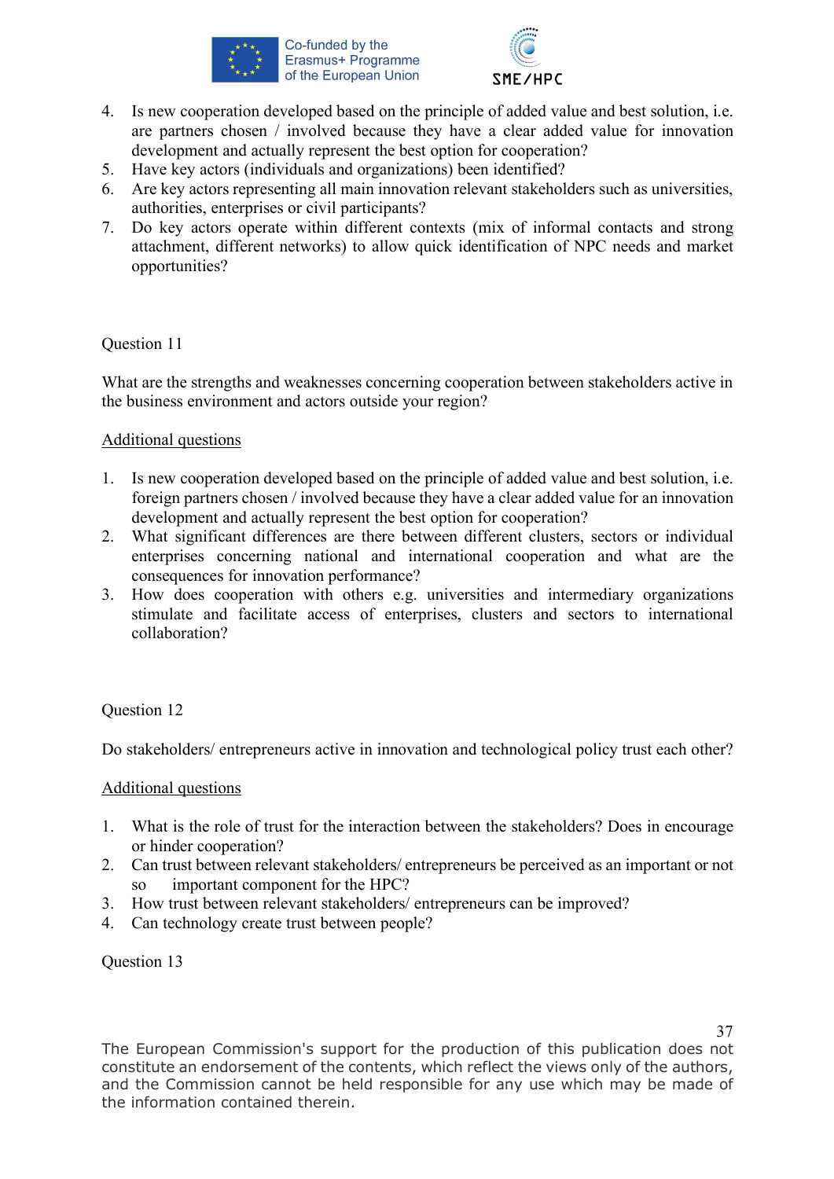4. Is new cooperation developed based on the principle of added value and best solution, i.e. are partners chosen / involved because they have a clear added value for innovation development and actually represent the best option for cooperation?
5. Have key actors (individuals and organizations) been identified?
6. Are key actors representing all main innovation relevant stakeholders such as universities, authorities, enterprises or civil participants?
7. Do key actors operate within different contexts (mix of informal contacts and strong attachment, different networks) to allow quick identification of NPC needs and market opportunities?

Question 11

What are the strengths and weaknesses concerning cooperation between stakeholders active in the business environment and actors outside your region?

Additional questions

1. Is new cooperation developed based on the principle of added value and best solution, i.e. foreign partners chosen / involved because they have a clear added value for an innovation development and actually represent the best option for cooperation?
2. What significant differences are there between different clusters, sectors or individual enterprises concerning national and international cooperation and what are the consequences for innovation performance?
3. How does cooperation with others e.g. universities and intermediary organizations stimulate and facilitate access of enterprises, clusters and sectors to international collaboration?

Question 12

Do stakeholders/ entrepreneurs active in innovation and technological policy trust each other?

Additional questions

1. What is the role of trust for the interaction between the stakeholders? Does in encourage or hinder cooperation?
2. Can trust between relevant stakeholders/ entrepreneurs be perceived as an important or not so important component for the HPC?
3. How trust between relevant stakeholders/ entrepreneurs can be improved?
4. Can technology create trust between people?

Question 13

The European Commission's support for the production of this publication does not constitute an endorsement of the contents, which reflect the views only of the authors, and the Commission cannot be held responsible for any use which may be made of the information contained therein.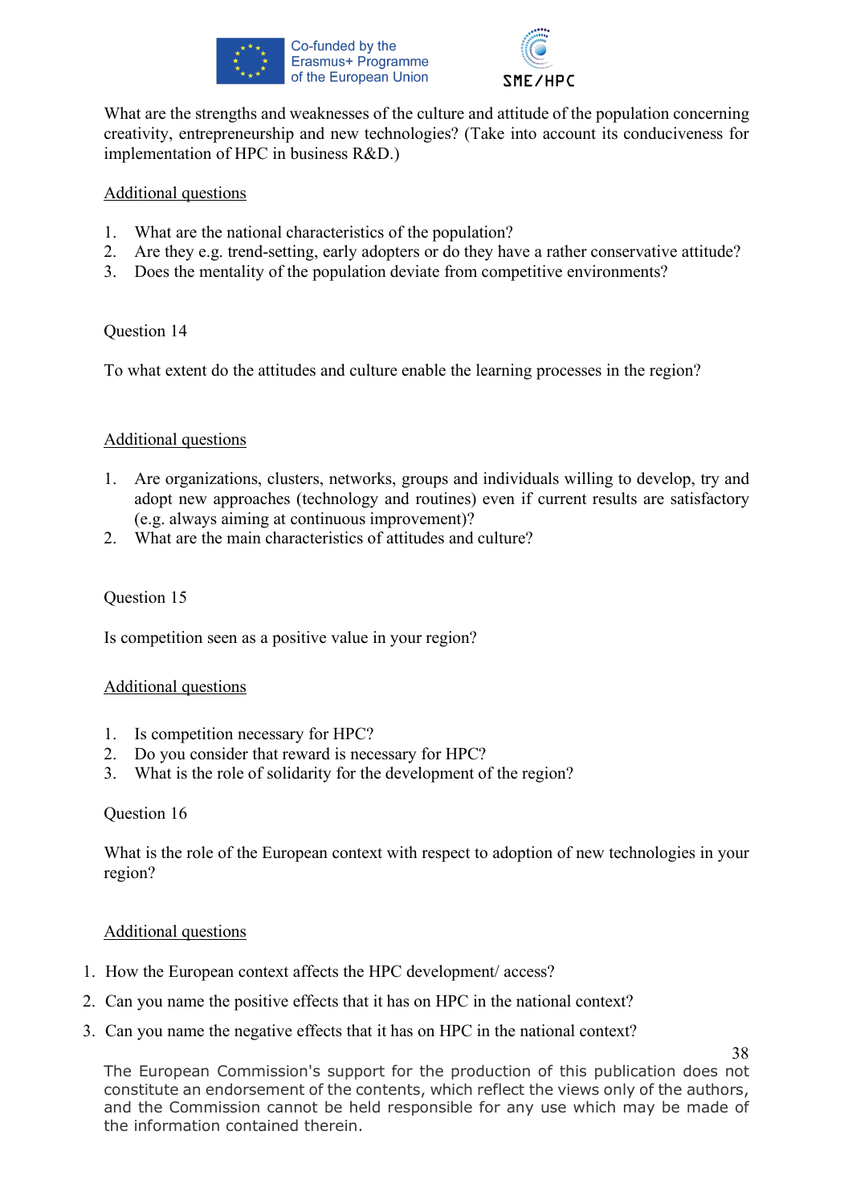What are the strengths and weaknesses of the culture and attitude of the population concerning creativity, entrepreneurship and new technologies? (Take into account its conduciveness for implementation of HPC in business R&D.)

Additional questions

1. What are the national characteristics of the population?
2. Are they e.g. trend-setting, early adopters or do they have a rather conservative attitude?
3. Does the mentality of the population deviate from competitive environments?

Question 14

To what extent do the attitudes and culture enable the learning processes in the region?

Additional questions

1. Are organizations, clusters, networks, groups and individuals willing to develop, try and adopt new approaches (technology and routines) even if current results are satisfactory (e.g. always aiming at continuous improvement)?
2. What are the main characteristics of attitudes and culture?

Question 15

Is competition seen as a positive value in your region?

Additional questions

1. Is competition necessary for HPC?
2. Do you consider that reward is necessary for HPC?
3. What is the role of solidarity for the development of the region?

Question 16

What is the role of the European context with respect to adoption of new technologies in your region?

Additional questions

1. How the European context affects the HPC development/ access?
2. Can you name the positive effects that it has on HPC in the national context?
3. Can you name the negative effects that it has on HPC in the national context?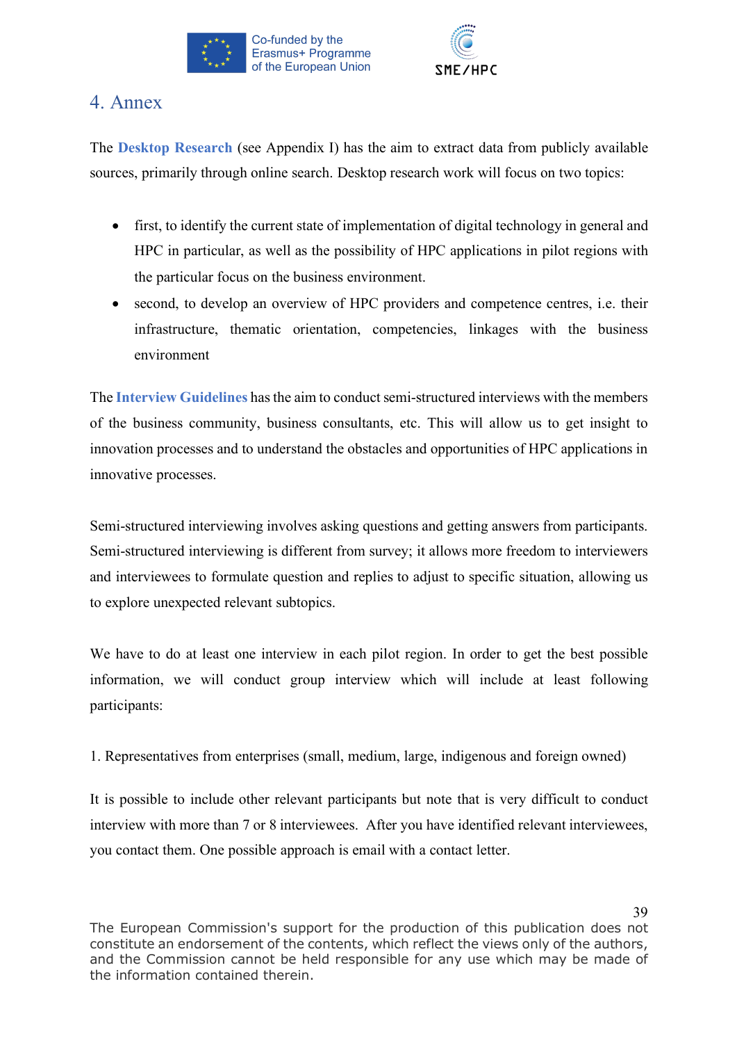# 4. Annex

The **Desktop Research** (see Appendix I) has the aim to extract data from publicly available sources, primarily through online search. Desktop research work will focus on two topics:

- first, to identify the current state of implementation of digital technology in general and HPC in particular, as well as the possibility of HPC applications in pilot regions with the particular focus on the business environment.
- second, to develop an overview of HPC providers and competence centres, i.e. their infrastructure, thematic orientation, competencies, linkages with the business environment

The **Interview Guidelines** has the aim to conduct semi-structured interviews with the members of the business community, business consultants, etc. This will allow us to get insight to innovation processes and to understand the obstacles and opportunities of HPC applications in innovative processes.

Semi-structured interviewing involves asking questions and getting answers from participants. Semi-structured interviewing is different from survey; it allows more freedom to interviewers and interviewees to formulate question and replies to adjust to specific situation, allowing us to explore unexpected relevant subtopics.

We have to do at least one interview in each pilot region. In order to get the best possible information, we will conduct group interview which will include at least following participants:

1. Representatives from enterprises (small, medium, large, indigenous and foreign owned)

It is possible to include other relevant participants but note that is very difficult to conduct interview with more than 7 or 8 interviewees. After you have identified relevant interviewees, you contact them. One possible approach is email with a contact letter.

The European Commission's support for the production of this publication does not constitute an endorsement of the contents, which reflect the views only of the authors, and the Commission cannot be held responsible for any use which may be made of the information contained therein.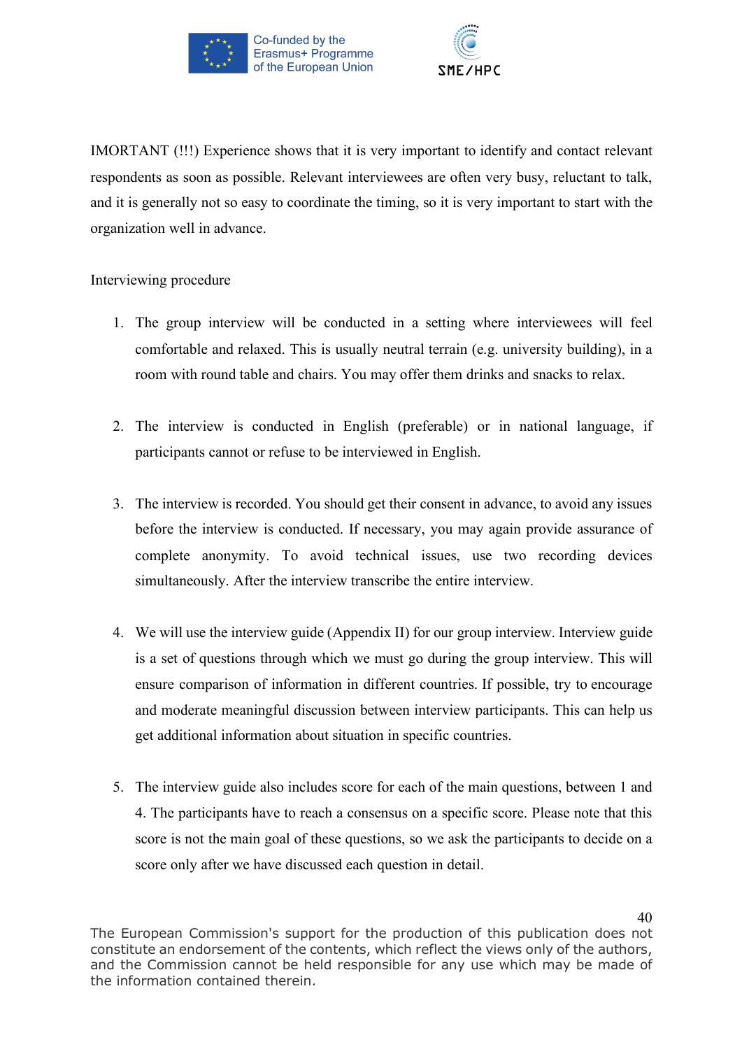IMORTANT (!!!) Experience shows that it is very important to identify and contact relevant respondents as soon as possible. Relevant interviewees are often very busy, reluctant to talk, and it is generally not so easy to coordinate the timing, so it is very important to start with the organization well in advance.

Interviewing procedure

1. The group interview will be conducted in a setting where interviewees will feel comfortable and relaxed. This is usually neutral terrain (e.g. university building), in a room with round table and chairs. You may offer them drinks and snacks to relax.

2. The interview is conducted in English (preferable) or in national language, if participants cannot or refuse to be interviewed in English.

3. The interview is recorded. You should get their consent in advance, to avoid any issues before the interview is conducted. If necessary, you may again provide assurance of complete anonymity. To avoid technical issues, use two recording devices simultaneously. After the interview transcribe the entire interview.

4. We will use the interview guide (Appendix II) for our group interview. Interview guide is a set of questions through which we must go during the group interview. This will ensure comparison of information in different countries. If possible, try to encourage and moderate meaningful discussion between interview participants. This can help us get additional information about situation in specific countries.

5. The interview guide also includes score for each of the main questions, between 1 and 4. The participants have to reach a consensus on a specific score. Please note that this score is not the main goal of these questions, so we ask the participants to decide on a score only after we have discussed each question in detail.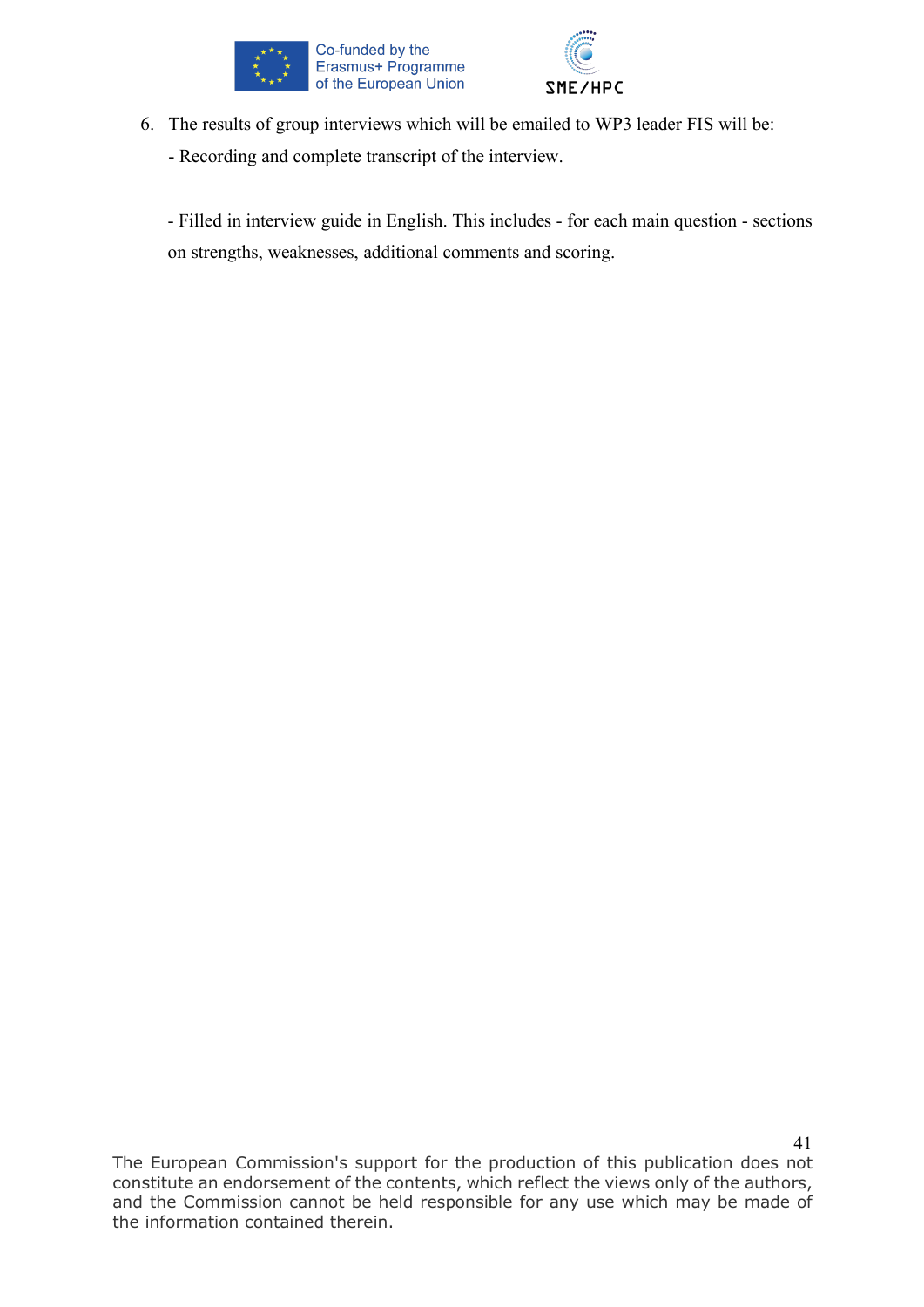6. The results of group interviews which will be emailed to WP3 leader FIS will be:

   - Recording and complete transcript of the interview.

   - Filled in interview guide in English. This includes - for each main question - sections on strengths, weaknesses, additional comments and scoring.